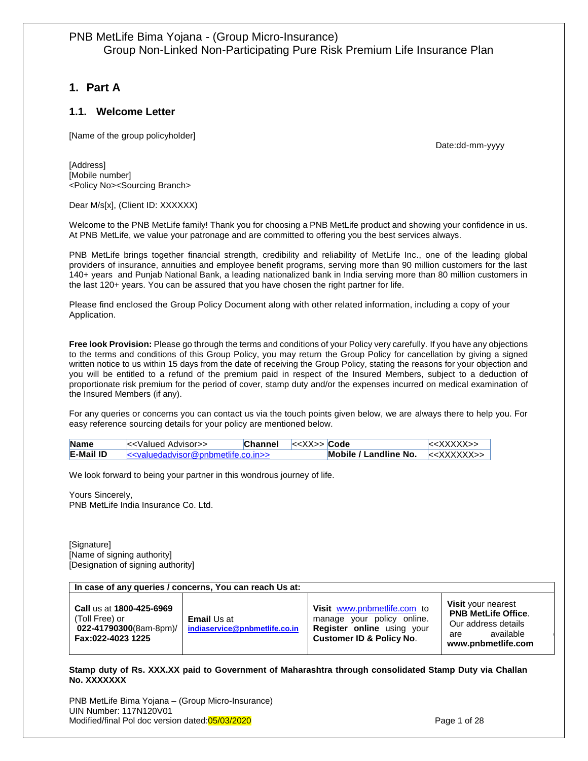PNB MetLife Bima Yojana - (Group Micro-Insurance)
Group Non-Linked Non-Participating Pure Risk Premium Life Insurance Plan

# 1. Part A

## 1.1. Welcome Letter

[Name of the group policyholder]

Date:dd-mm-yyyy

[Address]
[Mobile number]
<Policy No><Sourcing Branch>

Dear M/s[x], (Client ID: XXXXXX)

Welcome to the PNB MetLife family! Thank you for choosing a PNB MetLife product and showing your confidence in us. At PNB MetLife, we value your patronage and are committed to offering you the best services always.

PNB MetLife brings together financial strength, credibility and reliability of MetLife Inc., one of the leading global providers of insurance, annuities and employee benefit programs, serving more than 90 million customers for the last 140+ years and Punjab National Bank, a leading nationalized bank in India serving more than 80 million customers in the last 120+ years. You can be assured that you have chosen the right partner for life.

Please find enclosed the Group Policy Document along with other related information, including a copy of your Application.

**Free look Provision:** Please go through the terms and conditions of your Policy very carefully. If you have any objections to the terms and conditions of this Group Policy, you may return the Group Policy for cancellation by giving a signed written notice to us within 15 days from the date of receiving the Group Policy, stating the reasons for your objection and you will be entitled to a refund of the premium paid in respect of the Insured Members, subject to a deduction of proportionate risk premium for the period of cover, stamp duty and/or the expenses incurred on medical examination of the Insured Members (if any).

For any queries or concerns you can contact us via the touch points given below, we are always there to help you. For easy reference sourcing details for your policy are mentioned below.

| **Name** | <<Valued Advisor>> | **Channel** | <<XX>> | **Code** | <<XXXXX>> |
|---|---|---|---|---|---|
| **E-Mail ID** | <<valuedadvisor@pnbmetlife.co.in>> | | | **Mobile / Landline No.** | <<XXXXXX>> |

We look forward to being your partner in this wondrous journey of life.

Yours Sincerely,
PNB MetLife India Insurance Co. Ltd.

[Signature]
[Name of signing authority]
[Designation of signing authority]

| **In case of any queries / concerns, You can reach Us at:** | | | |
|---|---|---|---|
| **Call** us at **1800-425-6969** (Toll Free) or **022-41790300**(8am-8pm)/ **Fax:022-4023 1225** | **Email** Us at **indiaservice@pnbmetlife.co.in** | **Visit** www.pnbmetlife.com to manage your policy online. **Register online** using your **Customer ID & Policy No**. | **Visit** your nearest **PNB MetLife Office**. Our address details are available **www.pnbmetlife.com** |

**Stamp duty of Rs. XXX.XX paid to Government of Maharashtra through consolidated Stamp Duty via Challan No. XXXXXXX**

PNB MetLife Bima Yojana – (Group Micro-Insurance)
UIN Number: 117N120V01
Modified/final Pol doc version dated:05/03/2020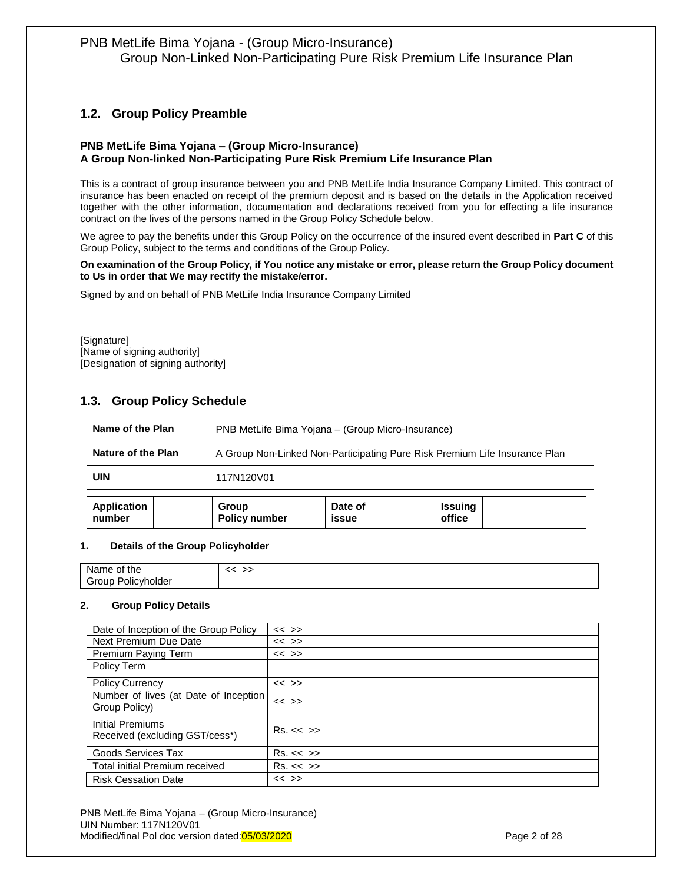## 1.2. Group Policy Preamble

**PNB MetLife Bima Yojana – (Group Micro-Insurance)**
**A Group Non-linked Non-Participating Pure Risk Premium Life Insurance Plan**

This is a contract of group insurance between you and PNB MetLife India Insurance Company Limited. This contract of insurance has been enacted on receipt of the premium deposit and is based on the details in the Application received together with the other information, documentation and declarations received from you for effecting a life insurance contract on the lives of the persons named in the Group Policy Schedule below.

We agree to pay the benefits under this Group Policy on the occurrence of the insured event described in **Part C** of this Group Policy, subject to the terms and conditions of the Group Policy.

**On examination of the Group Policy, if You notice any mistake or error, please return the Group Policy document to Us in order that We may rectify the mistake/error.**

Signed by and on behalf of PNB MetLife India Insurance Company Limited

[Signature]
[Name of signing authority]
[Designation of signing authority]

## 1.3. Group Policy Schedule

| **Name of the Plan** | PNB MetLife Bima Yojana – (Group Micro-Insurance) |
|---|---|
| **Nature of the Plan** | A Group Non-Linked Non-Participating Pure Risk Premium Life Insurance Plan |
| **UIN** | 117N120V01 |

| **Application number** | | **Group Policy number** | | **Date of issue** | | **Issuing office** | |
|---|---|---|---|---|---|---|---|

**1. Details of the Group Policyholder**

| Name of the Group Policyholder | << >> |
|---|---|

**2. Group Policy Details**

| Date of Inception of the Group Policy | << >> |
|---|---|
| Next Premium Due Date | << >> |
| Premium Paying Term | << >> |
| Policy Term | |
| Policy Currency | << >> |
| Number of lives (at Date of Inception Group Policy) | << >> |
| Initial Premiums Received (excluding GST/cess*) | Rs. << >> |
| Goods Services Tax | Rs. << >> |
| Total initial Premium received | Rs. << >> |
| Risk Cessation Date | << >> |

PNB MetLife Bima Yojana – (Group Micro-Insurance)
UIN Number: 117N120V01
Modified/final Pol doc version dated:05/03/2020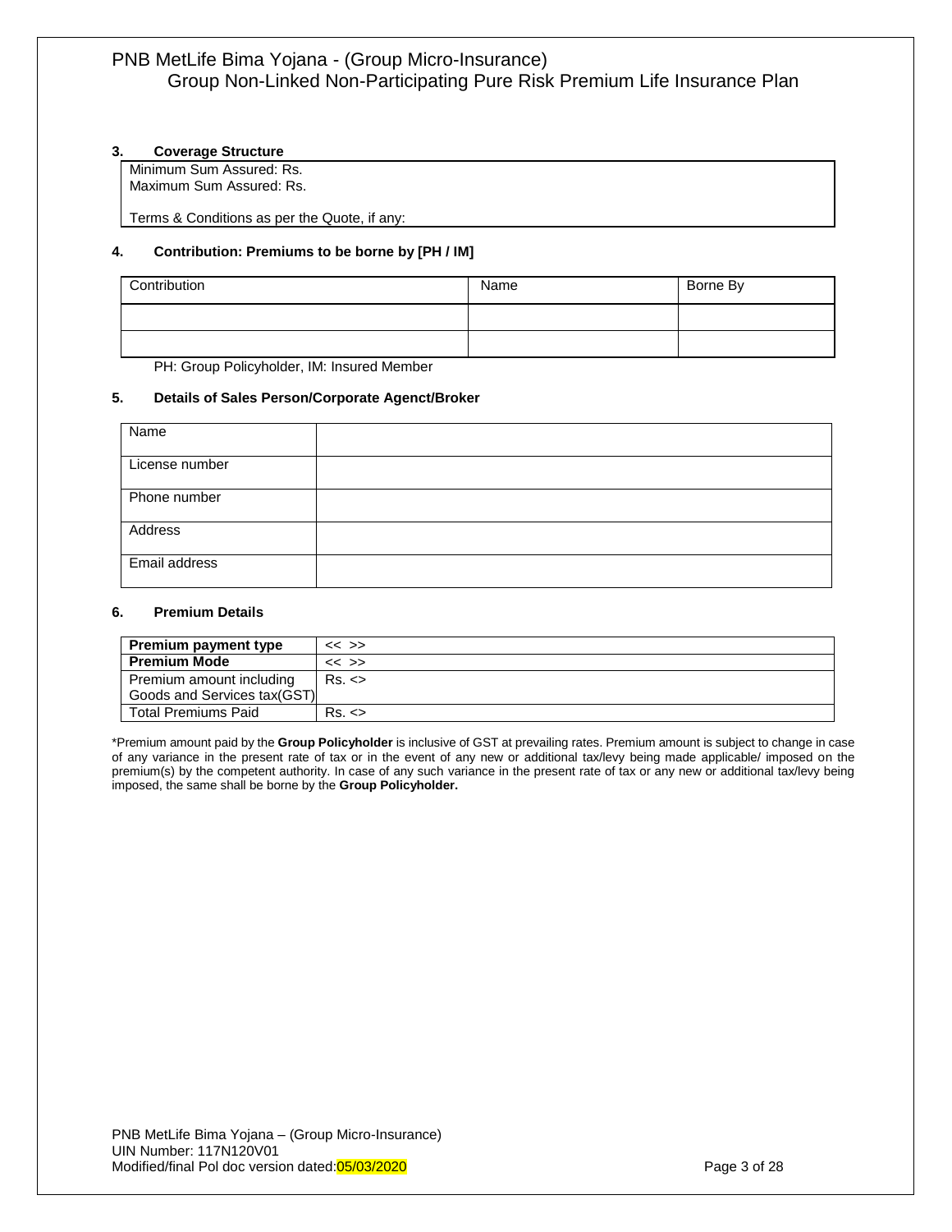### 3. Coverage Structure

| Minimum Sum Assured: Rs.<br>Maximum Sum Assured: Rs.<br><br>Terms & Conditions as per the Quote, if any: |
|---|

### 4. Contribution: Premiums to be borne by [PH / IM]

| Contribution | Name | Borne By |
|---|---|---|
| | | |
| | | |

PH: Group Policyholder, IM: Insured Member

### 5. Details of Sales Person/Corporate Agenct/Broker

| Name | |
|---|---|
| License number | |
| Phone number | |
| Address | |
| Email address | |

### 6. Premium Details

| **Premium payment type** | << >> |
|---|---|
| **Premium Mode** | << >> |
| Premium amount including Goods and Services tax(GST) | Rs. <> |
| Total Premiums Paid | Rs. <> |

*Premium amount paid by the **Group Policyholder** is inclusive of GST at prevailing rates. Premium amount is subject to change in case of any variance in the present rate of tax or in the event of any new or additional tax/levy being made applicable/ imposed on the premium(s) by the competent authority. In case of any such variance in the present rate of tax or any new or additional tax/levy being imposed, the same shall be borne by the **Group Policyholder.**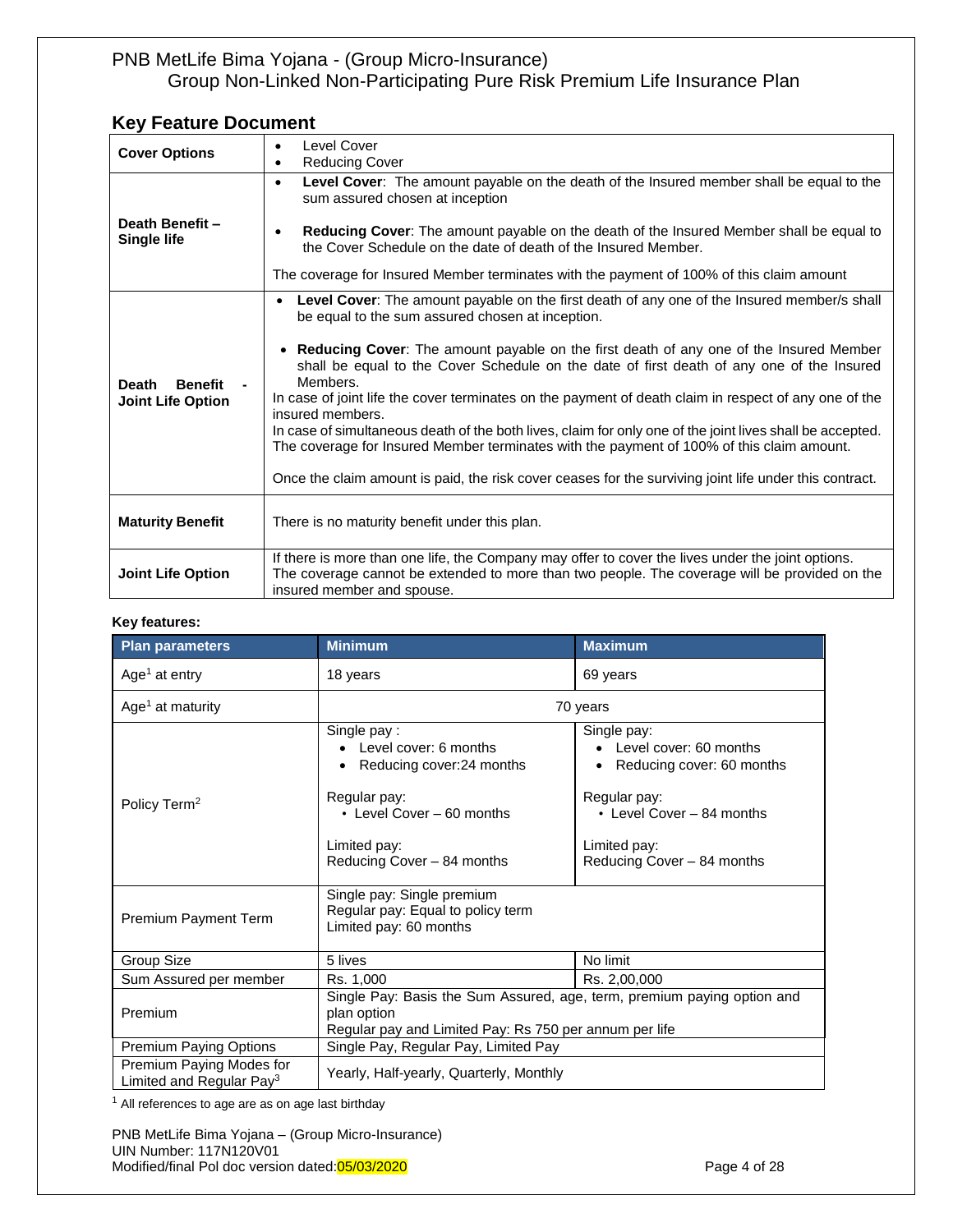## Key Feature Document

| | |
|---|---|
| **Cover Options** | • Level Cover<br>• Reducing Cover |
| **Death Benefit – Single life** | • **Level Cover**: The amount payable on the death of the Insured member shall be equal to the sum assured chosen at inception<br>• **Reducing Cover**: The amount payable on the death of the Insured Member shall be equal to the Cover Schedule on the date of death of the Insured Member.<br>The coverage for Insured Member terminates with the payment of 100% of this claim amount |
| **Death Benefit - Joint Life Option** | • **Level Cover**: The amount payable on the first death of any one of the Insured member/s shall be equal to the sum assured chosen at inception.<br>• **Reducing Cover**: The amount payable on the first death of any one of the Insured Member shall be equal to the Cover Schedule on the date of first death of any one of the Insured Members.<br>In case of joint life the cover terminates on the payment of death claim in respect of any one of the insured members.<br>In case of simultaneous death of the both lives, claim for only one of the joint lives shall be accepted. The coverage for Insured Member terminates with the payment of 100% of this claim amount.<br>Once the claim amount is paid, the risk cover ceases for the surviving joint life under this contract. |
| **Maturity Benefit** | There is no maturity benefit under this plan. |
| **Joint Life Option** | If there is more than one life, the Company may offer to cover the lives under the joint options. The coverage cannot be extended to more than two people. The coverage will be provided on the insured member and spouse. |

**Key features:**

| Plan parameters | Minimum | Maximum |
|---|---|---|
| Age[1] at entry | 18 years | 69 years |
| Age[1] at maturity | 70 years | |
| Policy Term[2] | Single pay :<br>• Level cover: 6 months<br>• Reducing cover:24 months<br>Regular pay:<br>• Level Cover – 60 months<br>Limited pay:<br>Reducing Cover – 84 months | Single pay:<br>• Level cover: 60 months<br>• Reducing cover: 60 months<br>Regular pay:<br>• Level Cover – 84 months<br>Limited pay:<br>Reducing Cover – 84 months |
| Premium Payment Term | Single pay: Single premium<br>Regular pay: Equal to policy term<br>Limited pay: 60 months | |
| Group Size | 5 lives | No limit |
| Sum Assured per member | Rs. 1,000 | Rs. 2,00,000 |
| Premium | Single Pay: Basis the Sum Assured, age, term, premium paying option and plan option<br>Regular pay and Limited Pay: Rs 750 per annum per life | |
| Premium Paying Options | Single Pay, Regular Pay, Limited Pay | |
| Premium Paying Modes for Limited and Regular Pay[3] | Yearly, Half-yearly, Quarterly, Monthly | |

[1] All references to age are as on age last birthday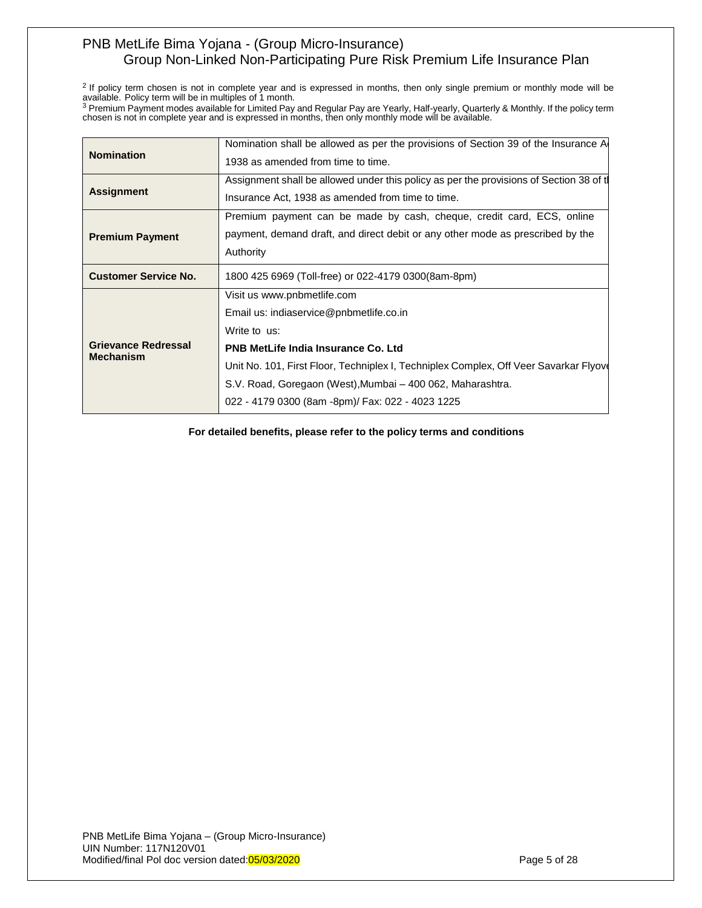[2] If policy term chosen is not in complete year and is expressed in months, then only single premium or monthly mode will be available. Policy term will be in multiples of 1 month.

[3] Premium Payment modes available for Limited Pay and Regular Pay are Yearly, Half-yearly, Quarterly & Monthly. If the policy term chosen is not in complete year and is expressed in months, then only monthly mode will be available.

| | |
|---|---|
| **Nomination** | Nomination shall be allowed as per the provisions of Section 39 of the Insurance Ac 1938 as amended from time to time. |
| **Assignment** | Assignment shall be allowed under this policy as per the provisions of Section 38 of th Insurance Act, 1938 as amended from time to time. |
| **Premium Payment** | Premium payment can be made by cash, cheque, credit card, ECS, online payment, demand draft, and direct debit or any other mode as prescribed by the Authority |
| **Customer Service No.** | 1800 425 6969 (Toll-free) or 022-4179 0300(8am-8pm) |
| **Grievance Redressal Mechanism** | Visit us www.pnbmetlife.com<br>Email us: indiaservice@pnbmetlife.co.in<br>Write to us:<br>**PNB MetLife India Insurance Co. Ltd**<br>Unit No. 101, First Floor, Techniplex I, Techniplex Complex, Off Veer Savarkar Flyove<br>S.V. Road, Goregaon (West),Mumbai – 400 062, Maharashtra.<br>022 - 4179 0300 (8am -8pm)/ Fax: 022 - 4023 1225 |

**For detailed benefits, please refer to the policy terms and conditions**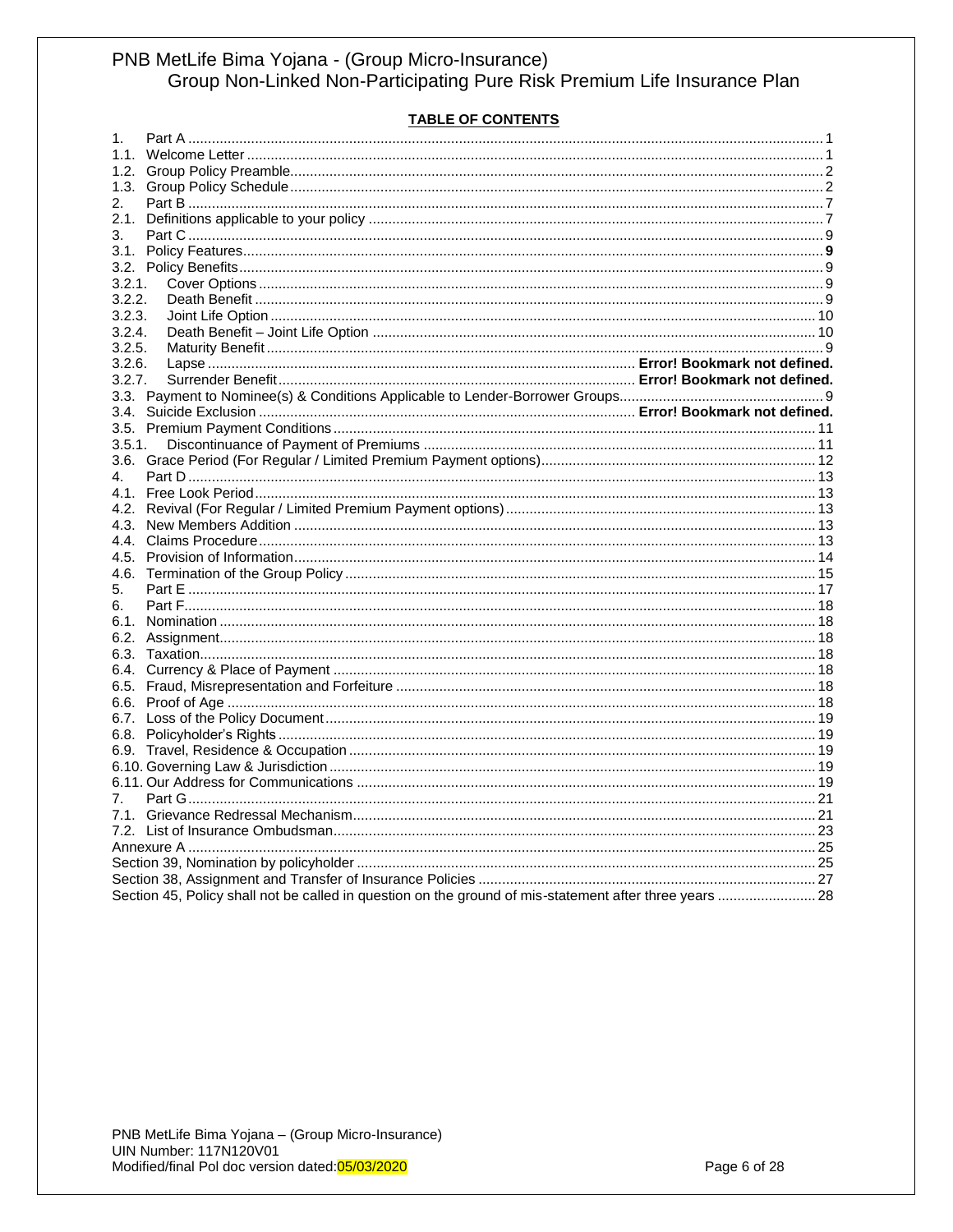# PNB MetLife Bima Yojana - (Group Micro-Insurance)

## Group Non-Linked Non-Participating Pure Risk Premium Life Insurance Plan

**TABLE OF CONTENTS**

| | | |
|---|---|---|
| 1. | Part A | 1 |
| 1.1. | Welcome Letter | 1 |
| 1.2. | Group Policy Preamble | 2 |
| 1.3. | Group Policy Schedule | 2 |
| 2. | Part B | 7 |
| 2.1. | Definitions applicable to your policy | 7 |
| 3. | Part C | 9 |
| 3.1. | Policy Features | **9** |
| 3.2. | Policy Benefits | 9 |
| 3.2.1. | Cover Options | 9 |
| 3.2.2. | Death Benefit | 9 |
| 3.2.3. | Joint Life Option | 10 |
| 3.2.4. | Death Benefit – Joint Life Option | 10 |
| 3.2.5. | Maturity Benefit | 9 |
| 3.2.6. | Lapse | **Error! Bookmark not defined.** |
| 3.2.7. | Surrender Benefit | **Error! Bookmark not defined.** |
| 3.3. | Payment to Nominee(s) & Conditions Applicable to Lender-Borrower Groups | 9 |
| 3.4. | Suicide Exclusion | **Error! Bookmark not defined.** |
| 3.5. | Premium Payment Conditions | 11 |
| 3.5.1. | Discontinuance of Payment of Premiums | 11 |
| 3.6. | Grace Period (For Regular / Limited Premium Payment options) | 12 |
| 4. | Part D | 13 |
| 4.1. | Free Look Period | 13 |
| 4.2. | Revival (For Regular / Limited Premium Payment options) | 13 |
| 4.3. | New Members Addition | 13 |
| 4.4. | Claims Procedure | 13 |
| 4.5. | Provision of Information | 14 |
| 4.6. | Termination of the Group Policy | 15 |
| 5. | Part E | 17 |
| 6. | Part F | 18 |
| 6.1. | Nomination | 18 |
| 6.2. | Assignment | 18 |
| 6.3. | Taxation | 18 |
| 6.4. | Currency & Place of Payment | 18 |
| 6.5. | Fraud, Misrepresentation and Forfeiture | 18 |
| 6.6. | Proof of Age | 18 |
| 6.7. | Loss of the Policy Document | 19 |
| 6.8. | Policyholder's Rights | 19 |
| 6.9. | Travel, Residence & Occupation | 19 |
| 6.10. | Governing Law & Jurisdiction | 19 |
| 6.11. | Our Address for Communications | 19 |
| 7. | Part G | 21 |
| 7.1. | Grievance Redressal Mechanism | 21 |
| 7.2. | List of Insurance Ombudsman | 23 |
| | Annexure A | 25 |
| | Section 39, Nomination by policyholder | 25 |
| | Section 38, Assignment and Transfer of Insurance Policies | 27 |
| | Section 45, Policy shall not be called in question on the ground of mis-statement after three years | 28 |

PNB MetLife Bima Yojana – (Group Micro-Insurance)
UIN Number: 117N120V01
Modified/final Pol doc version dated:05/03/2020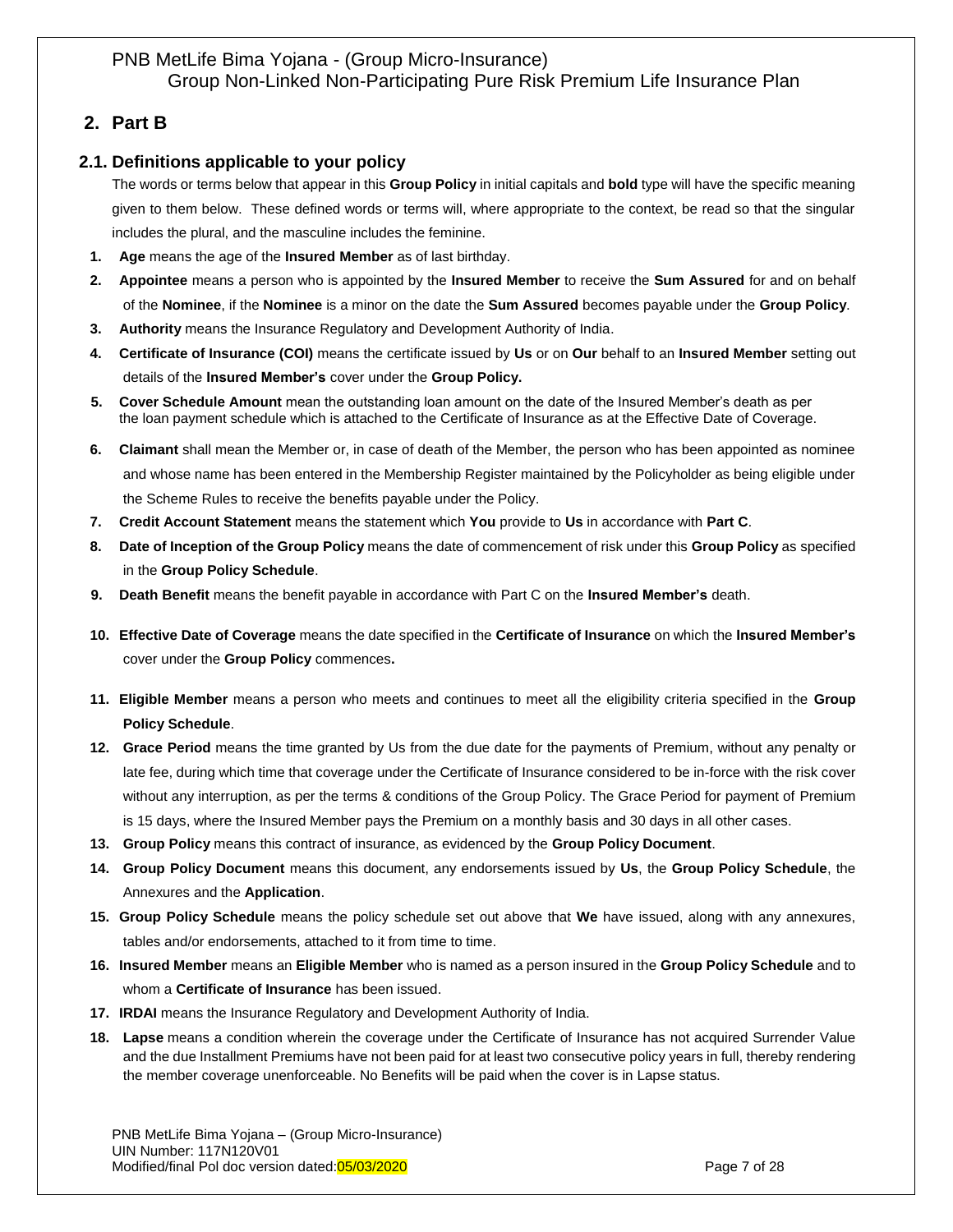## 2. Part B

### 2.1. Definitions applicable to your policy

The words or terms below that appear in this **Group Policy** in initial capitals and **bold** type will have the specific meaning given to them below. These defined words or terms will, where appropriate to the context, be read so that the singular includes the plural, and the masculine includes the feminine.

1. **Age** means the age of the **Insured Member** as of last birthday.
2. **Appointee** means a person who is appointed by the **Insured Member** to receive the **Sum Assured** for and on behalf of the **Nominee**, if the **Nominee** is a minor on the date the **Sum Assured** becomes payable under the **Group Policy**.
3. **Authority** means the Insurance Regulatory and Development Authority of India.
4. **Certificate of Insurance (COI)** means the certificate issued by **Us** or on **Our** behalf to an **Insured Member** setting out details of the **Insured Member's** cover under the **Group Policy.**
5. **Cover Schedule Amount** mean the outstanding loan amount on the date of the Insured Member's death as per the loan payment schedule which is attached to the Certificate of Insurance as at the Effective Date of Coverage.
6. **Claimant** shall mean the Member or, in case of death of the Member, the person who has been appointed as nominee and whose name has been entered in the Membership Register maintained by the Policyholder as being eligible under the Scheme Rules to receive the benefits payable under the Policy.
7. **Credit Account Statement** means the statement which **You** provide to **Us** in accordance with **Part C**.
8. **Date of Inception of the Group Policy** means the date of commencement of risk under this **Group Policy** as specified in the **Group Policy Schedule**.
9. **Death Benefit** means the benefit payable in accordance with Part C on the **Insured Member's** death.
10. **Effective Date of Coverage** means the date specified in the **Certificate of Insurance** on which the **Insured Member's** cover under the **Group Policy** commences**.**
11. **Eligible Member** means a person who meets and continues to meet all the eligibility criteria specified in the **Group Policy Schedule**.
12. **Grace Period** means the time granted by Us from the due date for the payments of Premium, without any penalty or late fee, during which time that coverage under the Certificate of Insurance considered to be in-force with the risk cover without any interruption, as per the terms & conditions of the Group Policy. The Grace Period for payment of Premium is 15 days, where the Insured Member pays the Premium on a monthly basis and 30 days in all other cases.
13. **Group Policy** means this contract of insurance, as evidenced by the **Group Policy Document**.
14. **Group Policy Document** means this document, any endorsements issued by **Us**, the **Group Policy Schedule**, the Annexures and the **Application**.
15. **Group Policy Schedule** means the policy schedule set out above that **We** have issued, along with any annexures, tables and/or endorsements, attached to it from time to time.
16. **Insured Member** means an **Eligible Member** who is named as a person insured in the **Group Policy Schedule** and to whom a **Certificate of Insurance** has been issued.
17. **IRDAI** means the Insurance Regulatory and Development Authority of India.
18. **Lapse** means a condition wherein the coverage under the Certificate of Insurance has not acquired Surrender Value and the due Installment Premiums have not been paid for at least two consecutive policy years in full, thereby rendering the member coverage unenforceable. No Benefits will be paid when the cover is in Lapse status.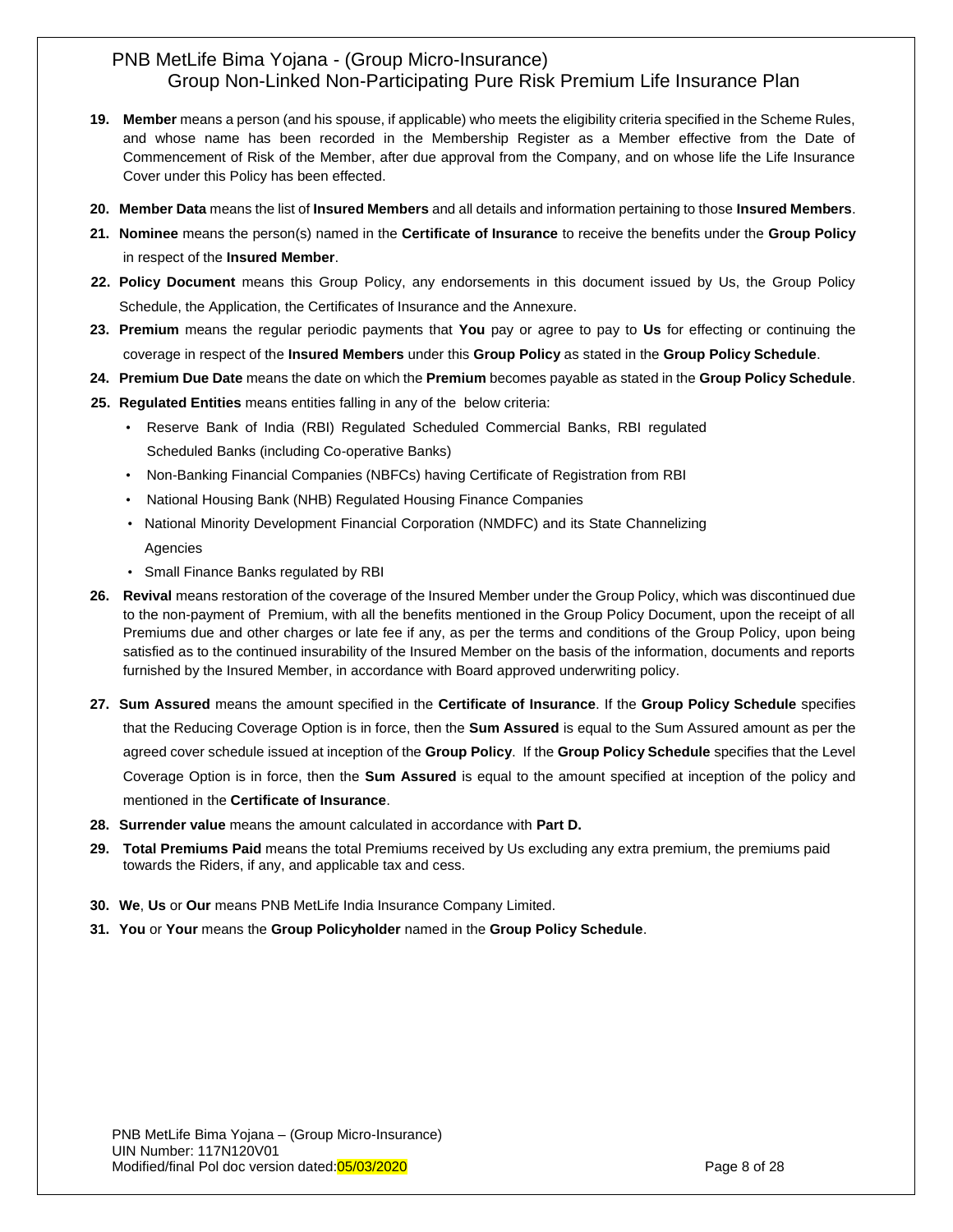19. **Member** means a person (and his spouse, if applicable) who meets the eligibility criteria specified in the Scheme Rules, and whose name has been recorded in the Membership Register as a Member effective from the Date of Commencement of Risk of the Member, after due approval from the Company, and on whose life the Life Insurance Cover under this Policy has been effected.

20. **Member Data** means the list of **Insured Members** and all details and information pertaining to those **Insured Members**.

21. **Nominee** means the person(s) named in the **Certificate of Insurance** to receive the benefits under the **Group Policy** in respect of the **Insured Member**.

22. **Policy Document** means this Group Policy, any endorsements in this document issued by Us, the Group Policy Schedule, the Application, the Certificates of Insurance and the Annexure.

23. **Premium** means the regular periodic payments that **You** pay or agree to pay to **Us** for effecting or continuing the coverage in respect of the **Insured Members** under this **Group Policy** as stated in the **Group Policy Schedule**.

24. **Premium Due Date** means the date on which the **Premium** becomes payable as stated in the **Group Policy Schedule**.

25. **Regulated Entities** means entities falling in any of the below criteria:
    - Reserve Bank of India (RBI) Regulated Scheduled Commercial Banks, RBI regulated Scheduled Banks (including Co-operative Banks)
    - Non-Banking Financial Companies (NBFCs) having Certificate of Registration from RBI
    - National Housing Bank (NHB) Regulated Housing Finance Companies
    - National Minority Development Financial Corporation (NMDFC) and its State Channelizing Agencies
    - Small Finance Banks regulated by RBI

26. **Revival** means restoration of the coverage of the Insured Member under the Group Policy, which was discontinued due to the non-payment of Premium, with all the benefits mentioned in the Group Policy Document, upon the receipt of all Premiums due and other charges or late fee if any, as per the terms and conditions of the Group Policy, upon being satisfied as to the continued insurability of the Insured Member on the basis of the information, documents and reports furnished by the Insured Member, in accordance with Board approved underwriting policy.

27. **Sum Assured** means the amount specified in the **Certificate of Insurance**. If the **Group Policy Schedule** specifies that the Reducing Coverage Option is in force, then the **Sum Assured** is equal to the Sum Assured amount as per the agreed cover schedule issued at inception of the **Group Policy**. If the **Group Policy Schedule** specifies that the Level Coverage Option is in force, then the **Sum Assured** is equal to the amount specified at inception of the policy and mentioned in the **Certificate of Insurance**.

28. **Surrender value** means the amount calculated in accordance with **Part D.**

29. **Total Premiums Paid** means the total Premiums received by Us excluding any extra premium, the premiums paid towards the Riders, if any, and applicable tax and cess.

30. **We**, **Us** or **Our** means PNB MetLife India Insurance Company Limited.

31. **You** or **Your** means the **Group Policyholder** named in the **Group Policy Schedule**.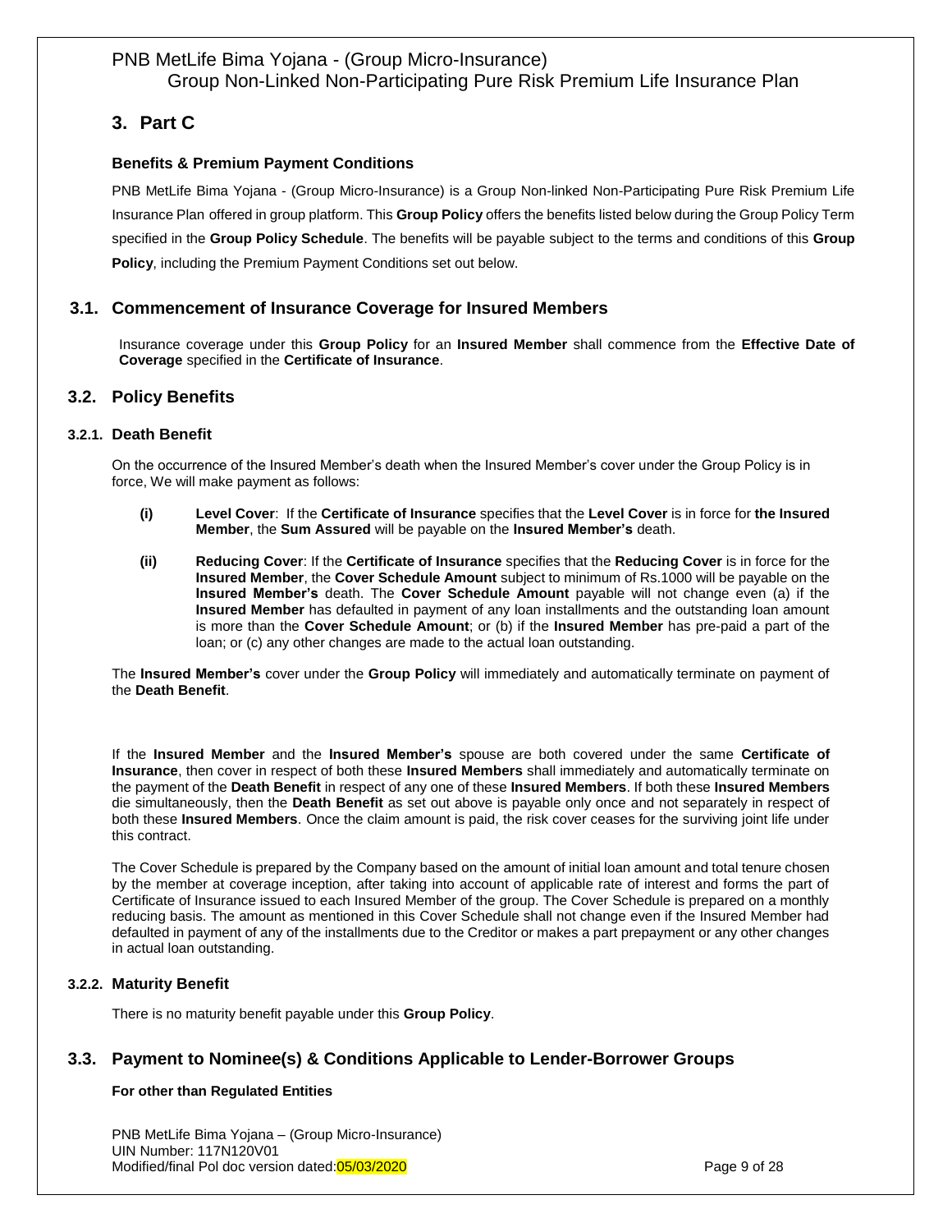## 3. Part C

### Benefits & Premium Payment Conditions

PNB MetLife Bima Yojana - (Group Micro-Insurance) is a Group Non-linked Non-Participating Pure Risk Premium Life Insurance Plan offered in group platform. This **Group Policy** offers the benefits listed below during the Group Policy Term specified in the **Group Policy Schedule**. The benefits will be payable subject to the terms and conditions of this **Group Policy**, including the Premium Payment Conditions set out below.

## 3.1. Commencement of Insurance Coverage for Insured Members

Insurance coverage under this **Group Policy** for an **Insured Member** shall commence from the **Effective Date of Coverage** specified in the **Certificate of Insurance**.

## 3.2. Policy Benefits

### 3.2.1. Death Benefit

On the occurrence of the Insured Member's death when the Insured Member's cover under the Group Policy is in force, We will make payment as follows:

**(i) Level Cover**: If the **Certificate of Insurance** specifies that the **Level Cover** is in force for **the Insured Member**, the **Sum Assured** will be payable on the **Insured Member's** death.

**(ii) Reducing Cover**: If the **Certificate of Insurance** specifies that the **Reducing Cover** is in force for the **Insured Member**, the **Cover Schedule Amount** subject to minimum of Rs.1000 will be payable on the **Insured Member's** death. The **Cover Schedule Amount** payable will not change even (a) if the **Insured Member** has defaulted in payment of any loan installments and the outstanding loan amount is more than the **Cover Schedule Amount**; or (b) if the **Insured Member** has pre-paid a part of the loan; or (c) any other changes are made to the actual loan outstanding.

The **Insured Member's** cover under the **Group Policy** will immediately and automatically terminate on payment of the **Death Benefit**.

If the **Insured Member** and the **Insured Member's** spouse are both covered under the same **Certificate of Insurance**, then cover in respect of both these **Insured Members** shall immediately and automatically terminate on the payment of the **Death Benefit** in respect of any one of these **Insured Members**. If both these **Insured Members** die simultaneously, then the **Death Benefit** as set out above is payable only once and not separately in respect of both these **Insured Members**. Once the claim amount is paid, the risk cover ceases for the surviving joint life under this contract.

The Cover Schedule is prepared by the Company based on the amount of initial loan amount and total tenure chosen by the member at coverage inception, after taking into account of applicable rate of interest and forms the part of Certificate of Insurance issued to each Insured Member of the group. The Cover Schedule is prepared on a monthly reducing basis. The amount as mentioned in this Cover Schedule shall not change even if the Insured Member had defaulted in payment of any of the installments due to the Creditor or makes a part prepayment or any other changes in actual loan outstanding.

### 3.2.2. Maturity Benefit

There is no maturity benefit payable under this **Group Policy**.

## 3.3. Payment to Nominee(s) & Conditions Applicable to Lender-Borrower Groups

**For other than Regulated Entities**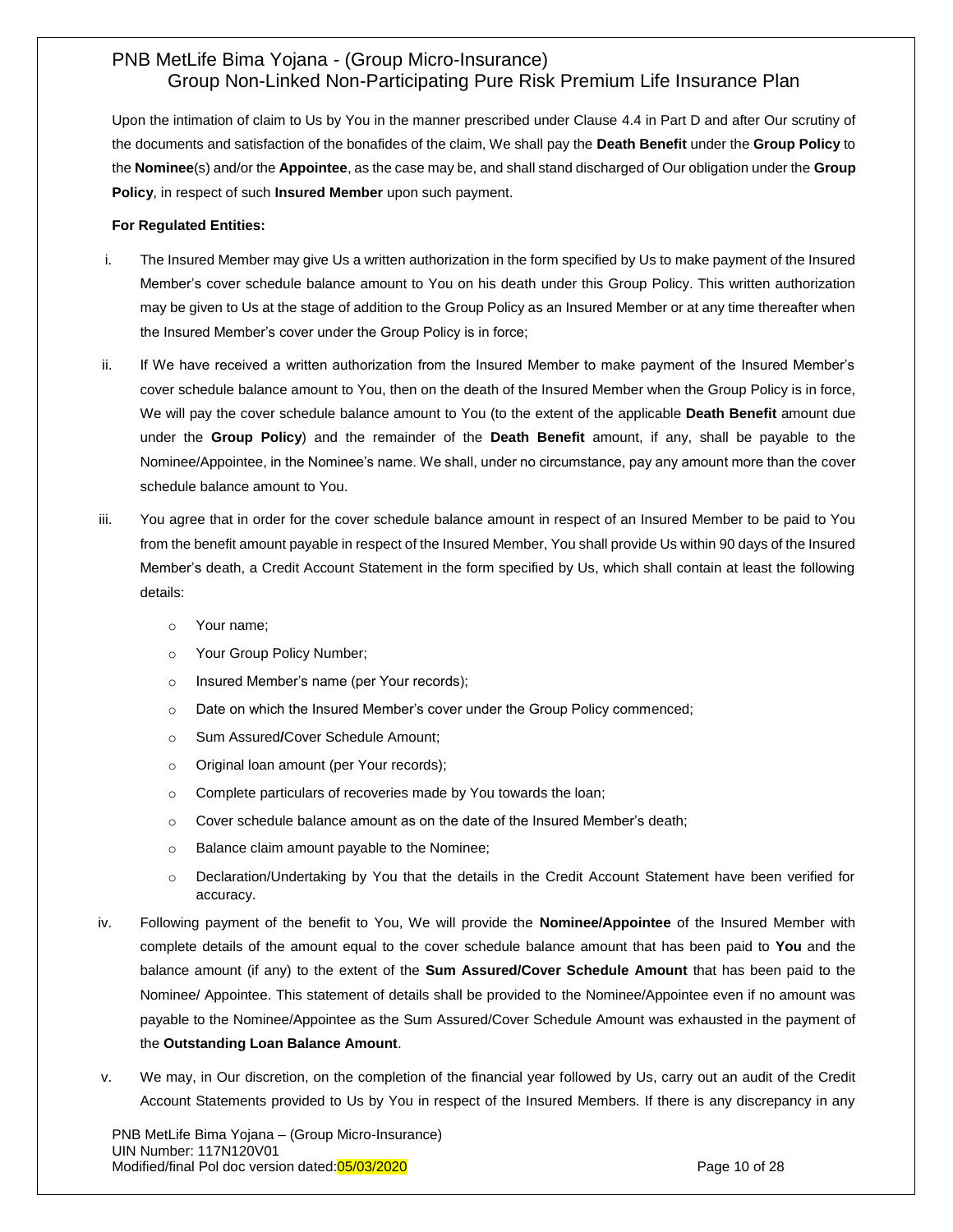Upon the intimation of claim to Us by You in the manner prescribed under Clause 4.4 in Part D and after Our scrutiny of the documents and satisfaction of the bonafides of the claim, We shall pay the **Death Benefit** under the **Group Policy** to the **Nominee**(s) and/or the **Appointee**, as the case may be, and shall stand discharged of Our obligation under the **Group Policy**, in respect of such **Insured Member** upon such payment.

**For Regulated Entities:**

i. The Insured Member may give Us a written authorization in the form specified by Us to make payment of the Insured Member's cover schedule balance amount to You on his death under this Group Policy. This written authorization may be given to Us at the stage of addition to the Group Policy as an Insured Member or at any time thereafter when the Insured Member's cover under the Group Policy is in force;

ii. If We have received a written authorization from the Insured Member to make payment of the Insured Member's cover schedule balance amount to You, then on the death of the Insured Member when the Group Policy is in force, We will pay the cover schedule balance amount to You (to the extent of the applicable **Death Benefit** amount due under the **Group Policy**) and the remainder of the **Death Benefit** amount, if any, shall be payable to the Nominee/Appointee, in the Nominee's name. We shall, under no circumstance, pay any amount more than the cover schedule balance amount to You.

iii. You agree that in order for the cover schedule balance amount in respect of an Insured Member to be paid to You from the benefit amount payable in respect of the Insured Member, You shall provide Us within 90 days of the Insured Member's death, a Credit Account Statement in the form specified by Us, which shall contain at least the following details:

   - Your name;
   - Your Group Policy Number;
   - Insured Member's name (per Your records);
   - Date on which the Insured Member's cover under the Group Policy commenced;
   - Sum Assured**/**Cover Schedule Amount;
   - Original loan amount (per Your records);
   - Complete particulars of recoveries made by You towards the loan;
   - Cover schedule balance amount as on the date of the Insured Member's death;
   - Balance claim amount payable to the Nominee;
   - Declaration/Undertaking by You that the details in the Credit Account Statement have been verified for accuracy.

iv. Following payment of the benefit to You, We will provide the **Nominee/Appointee** of the Insured Member with complete details of the amount equal to the cover schedule balance amount that has been paid to **You** and the balance amount (if any) to the extent of the **Sum Assured/Cover Schedule Amount** that has been paid to the Nominee/ Appointee. This statement of details shall be provided to the Nominee/Appointee even if no amount was payable to the Nominee/Appointee as the Sum Assured/Cover Schedule Amount was exhausted in the payment of the **Outstanding Loan Balance Amount**.

v. We may, in Our discretion, on the completion of the financial year followed by Us, carry out an audit of the Credit Account Statements provided to Us by You in respect of the Insured Members. If there is any discrepancy in any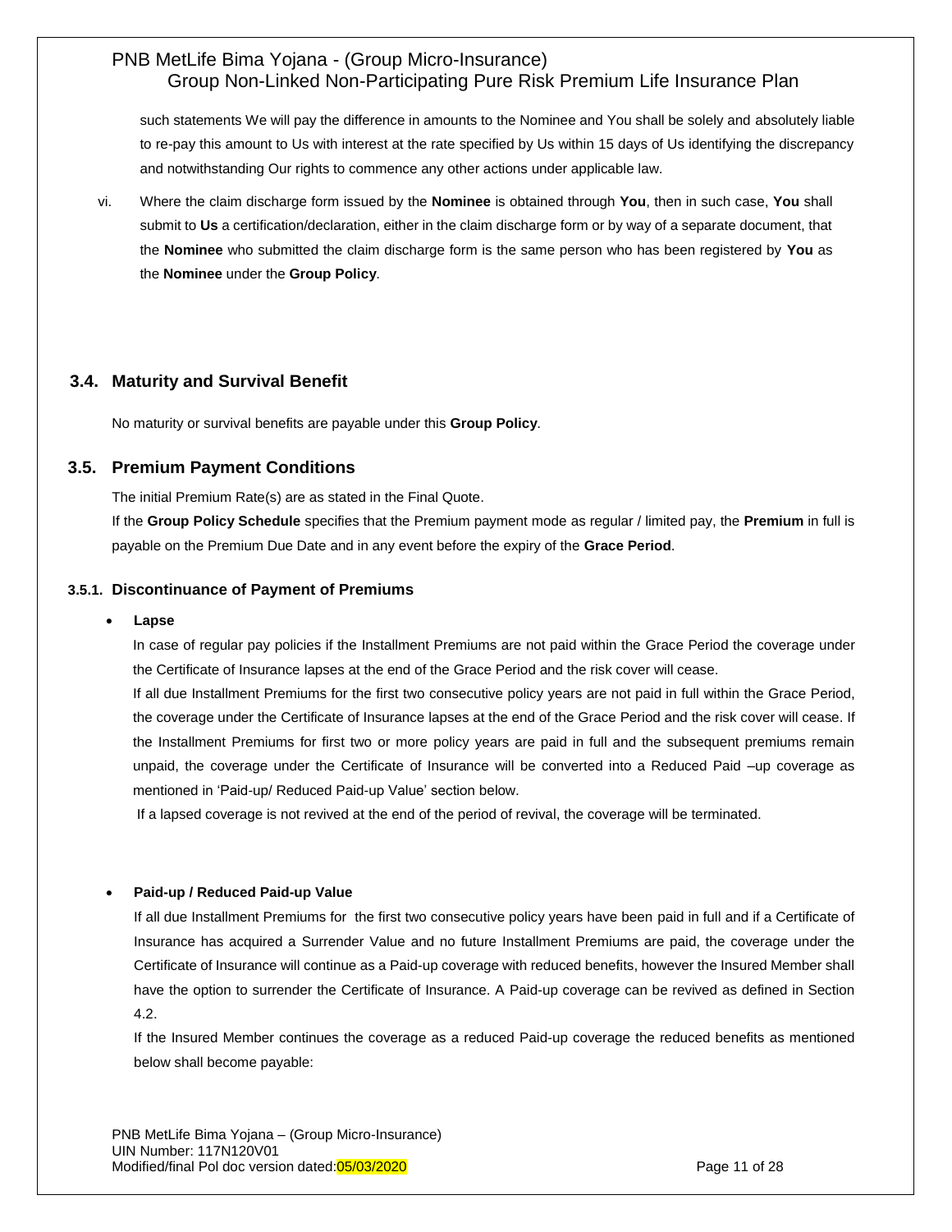such statements We will pay the difference in amounts to the Nominee and You shall be solely and absolutely liable to re-pay this amount to Us with interest at the rate specified by Us within 15 days of Us identifying the discrepancy and notwithstanding Our rights to commence any other actions under applicable law.

vi. Where the claim discharge form issued by the **Nominee** is obtained through **You**, then in such case, **You** shall submit to **Us** a certification/declaration, either in the claim discharge form or by way of a separate document, that the **Nominee** who submitted the claim discharge form is the same person who has been registered by **You** as the **Nominee** under the **Group Policy**.

## 3.4. Maturity and Survival Benefit

No maturity or survival benefits are payable under this **Group Policy**.

## 3.5. Premium Payment Conditions

The initial Premium Rate(s) are as stated in the Final Quote.

If the **Group Policy Schedule** specifies that the Premium payment mode as regular / limited pay, the **Premium** in full is payable on the Premium Due Date and in any event before the expiry of the **Grace Period**.

### 3.5.1. Discontinuance of Payment of Premiums

- **Lapse**

  In case of regular pay policies if the Installment Premiums are not paid within the Grace Period the coverage under the Certificate of Insurance lapses at the end of the Grace Period and the risk cover will cease.

  If all due Installment Premiums for the first two consecutive policy years are not paid in full within the Grace Period, the coverage under the Certificate of Insurance lapses at the end of the Grace Period and the risk cover will cease. If the Installment Premiums for first two or more policy years are paid in full and the subsequent premiums remain unpaid, the coverage under the Certificate of Insurance will be converted into a Reduced Paid –up coverage as mentioned in 'Paid-up/ Reduced Paid-up Value' section below.

  If a lapsed coverage is not revived at the end of the period of revival, the coverage will be terminated.

- **Paid-up / Reduced Paid-up Value**

  If all due Installment Premiums for the first two consecutive policy years have been paid in full and if a Certificate of Insurance has acquired a Surrender Value and no future Installment Premiums are paid, the coverage under the Certificate of Insurance will continue as a Paid-up coverage with reduced benefits, however the Insured Member shall have the option to surrender the Certificate of Insurance. A Paid-up coverage can be revived as defined in Section 4.2.

  If the Insured Member continues the coverage as a reduced Paid-up coverage the reduced benefits as mentioned below shall become payable: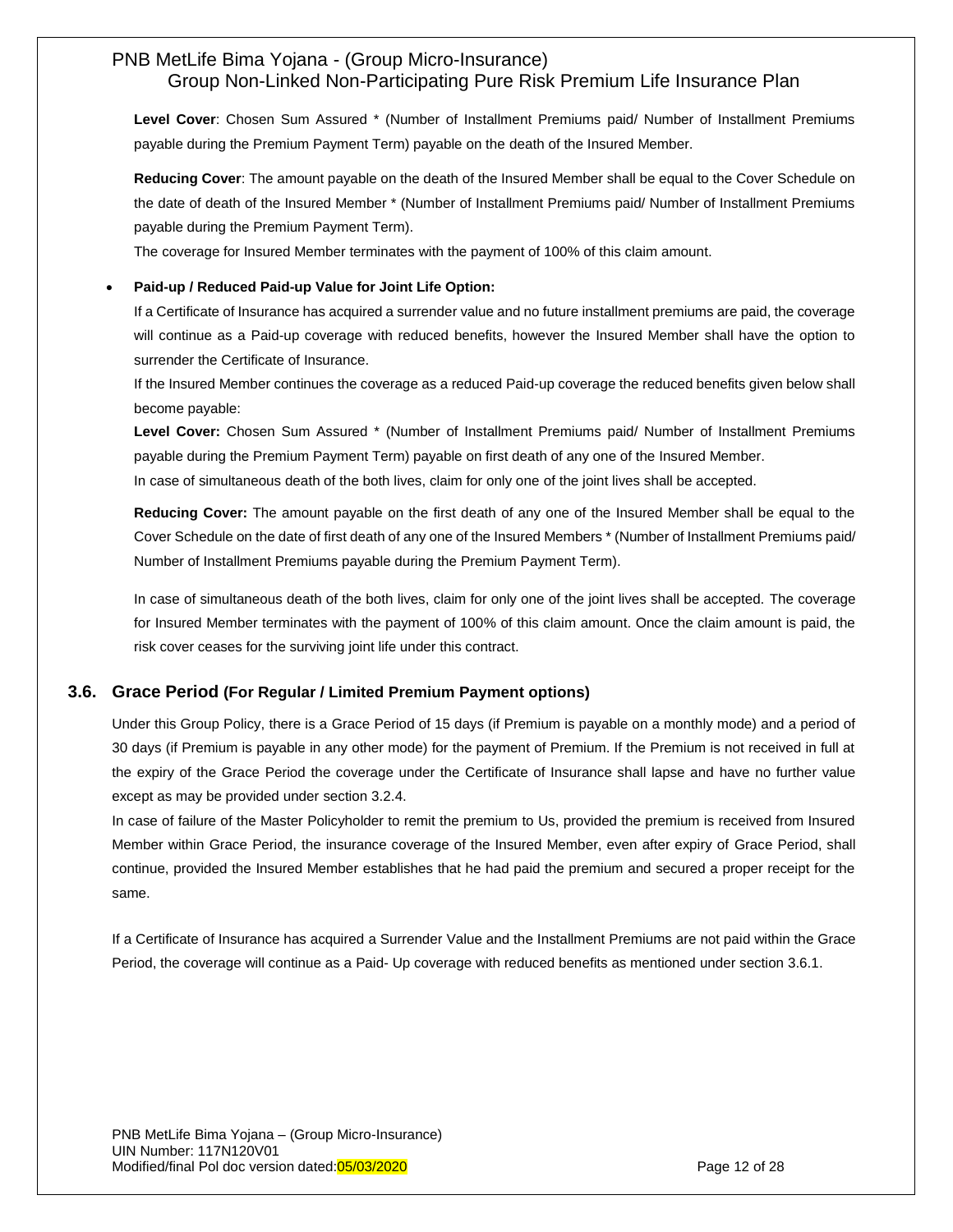**Level Cover**: Chosen Sum Assured * (Number of Installment Premiums paid/ Number of Installment Premiums payable during the Premium Payment Term) payable on the death of the Insured Member.

**Reducing Cover**: The amount payable on the death of the Insured Member shall be equal to the Cover Schedule on the date of death of the Insured Member * (Number of Installment Premiums paid/ Number of Installment Premiums payable during the Premium Payment Term).

The coverage for Insured Member terminates with the payment of 100% of this claim amount.

- **Paid-up / Reduced Paid-up Value for Joint Life Option:**

  If a Certificate of Insurance has acquired a surrender value and no future installment premiums are paid, the coverage will continue as a Paid-up coverage with reduced benefits, however the Insured Member shall have the option to surrender the Certificate of Insurance.

  If the Insured Member continues the coverage as a reduced Paid-up coverage the reduced benefits given below shall become payable:

  **Level Cover:** Chosen Sum Assured * (Number of Installment Premiums paid/ Number of Installment Premiums payable during the Premium Payment Term) payable on first death of any one of the Insured Member.

  In case of simultaneous death of the both lives, claim for only one of the joint lives shall be accepted.

  **Reducing Cover:** The amount payable on the first death of any one of the Insured Member shall be equal to the Cover Schedule on the date of first death of any one of the Insured Members * (Number of Installment Premiums paid/ Number of Installment Premiums payable during the Premium Payment Term).

  In case of simultaneous death of the both lives, claim for only one of the joint lives shall be accepted. The coverage for Insured Member terminates with the payment of 100% of this claim amount. Once the claim amount is paid, the risk cover ceases for the surviving joint life under this contract.

## 3.6. Grace Period (For Regular / Limited Premium Payment options)

Under this Group Policy, there is a Grace Period of 15 days (if Premium is payable on a monthly mode) and a period of 30 days (if Premium is payable in any other mode) for the payment of Premium. If the Premium is not received in full at the expiry of the Grace Period the coverage under the Certificate of Insurance shall lapse and have no further value except as may be provided under section 3.2.4.

In case of failure of the Master Policyholder to remit the premium to Us, provided the premium is received from Insured Member within Grace Period, the insurance coverage of the Insured Member, even after expiry of Grace Period, shall continue, provided the Insured Member establishes that he had paid the premium and secured a proper receipt for the same.

If a Certificate of Insurance has acquired a Surrender Value and the Installment Premiums are not paid within the Grace Period, the coverage will continue as a Paid- Up coverage with reduced benefits as mentioned under section 3.6.1.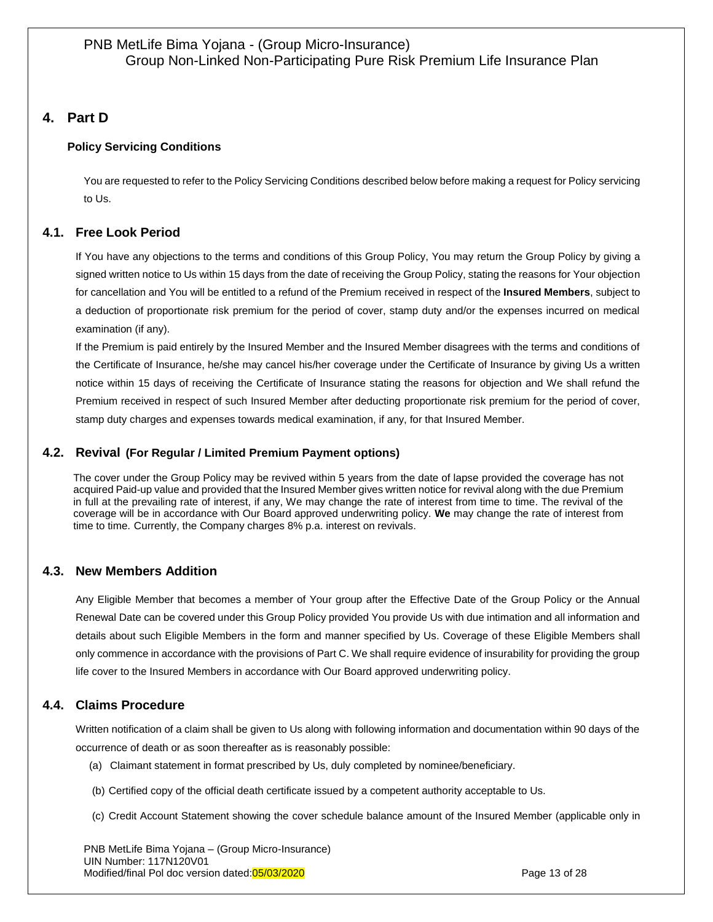## 4. Part D

### Policy Servicing Conditions

You are requested to refer to the Policy Servicing Conditions described below before making a request for Policy servicing to Us.

### 4.1. Free Look Period

If You have any objections to the terms and conditions of this Group Policy, You may return the Group Policy by giving a signed written notice to Us within 15 days from the date of receiving the Group Policy, stating the reasons for Your objection for cancellation and You will be entitled to a refund of the Premium received in respect of the **Insured Members**, subject to a deduction of proportionate risk premium for the period of cover, stamp duty and/or the expenses incurred on medical examination (if any).

If the Premium is paid entirely by the Insured Member and the Insured Member disagrees with the terms and conditions of the Certificate of Insurance, he/she may cancel his/her coverage under the Certificate of Insurance by giving Us a written notice within 15 days of receiving the Certificate of Insurance stating the reasons for objection and We shall refund the Premium received in respect of such Insured Member after deducting proportionate risk premium for the period of cover, stamp duty charges and expenses towards medical examination, if any, for that Insured Member.

### 4.2. Revival (For Regular / Limited Premium Payment options)

The cover under the Group Policy may be revived within 5 years from the date of lapse provided the coverage has not acquired Paid-up value and provided that the Insured Member gives written notice for revival along with the due Premium in full at the prevailing rate of interest, if any, We may change the rate of interest from time to time. The revival of the coverage will be in accordance with Our Board approved underwriting policy. **We** may change the rate of interest from time to time. Currently, the Company charges 8% p.a. interest on revivals.

### 4.3. New Members Addition

Any Eligible Member that becomes a member of Your group after the Effective Date of the Group Policy or the Annual Renewal Date can be covered under this Group Policy provided You provide Us with due intimation and all information and details about such Eligible Members in the form and manner specified by Us. Coverage of these Eligible Members shall only commence in accordance with the provisions of Part C. We shall require evidence of insurability for providing the group life cover to the Insured Members in accordance with Our Board approved underwriting policy.

### 4.4. Claims Procedure

Written notification of a claim shall be given to Us along with following information and documentation within 90 days of the occurrence of death or as soon thereafter as is reasonably possible:

(a) Claimant statement in format prescribed by Us, duly completed by nominee/beneficiary.

(b) Certified copy of the official death certificate issued by a competent authority acceptable to Us.

(c) Credit Account Statement showing the cover schedule balance amount of the Insured Member (applicable only in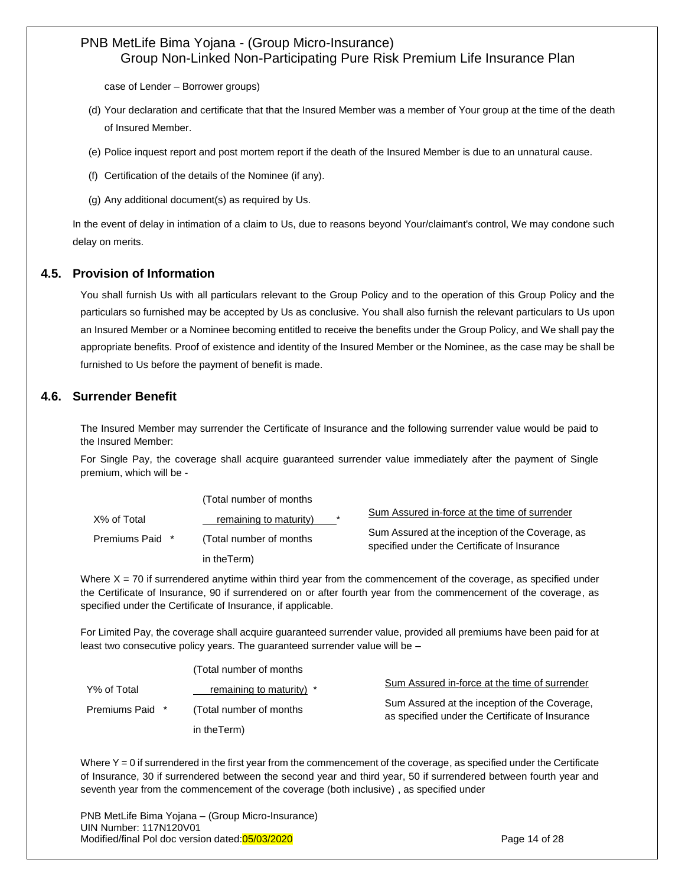case of Lender – Borrower groups)

(d) Your declaration and certificate that that the Insured Member was a member of Your group at the time of the death of Insured Member.

(e) Police inquest report and post mortem report if the death of the Insured Member is due to an unnatural cause.

(f) Certification of the details of the Nominee (if any).

(g) Any additional document(s) as required by Us.

In the event of delay in intimation of a claim to Us, due to reasons beyond Your/claimant's control, We may condone such delay on merits.

## 4.5. Provision of Information

You shall furnish Us with all particulars relevant to the Group Policy and to the operation of this Group Policy and the particulars so furnished may be accepted by Us as conclusive. You shall also furnish the relevant particulars to Us upon an Insured Member or a Nominee becoming entitled to receive the benefits under the Group Policy, and We shall pay the appropriate benefits. Proof of existence and identity of the Insured Member or the Nominee, as the case may be shall be furnished to Us before the payment of benefit is made.

## 4.6. Surrender Benefit

The Insured Member may surrender the Certificate of Insurance and the following surrender value would be paid to the Insured Member:

For Single Pay, the coverage shall acquire guaranteed surrender value immediately after the payment of Single premium, which will be -

$$X\% \text{ of Total Premiums Paid} \times \frac{\text{(Total number of months remaining to maturity)}}{\text{(Total number of months in the Term)}} \times \frac{\text{Sum Assured in-force at the time of surrender}}{\text{Sum Assured at the inception of the Coverage, as specified under the Certificate of Insurance}}$$

Where X = 70 if surrendered anytime within third year from the commencement of the coverage, as specified under the Certificate of Insurance, 90 if surrendered on or after fourth year from the commencement of the coverage, as specified under the Certificate of Insurance, if applicable.

For Limited Pay, the coverage shall acquire guaranteed surrender value, provided all premiums have been paid for at least two consecutive policy years. The guaranteed surrender value will be –

$$Y\% \text{ of Total Premiums Paid} \times \frac{\text{(Total number of months remaining to maturity)}}{\text{(Total number of months in the Term)}} \times \frac{\text{Sum Assured in-force at the time of surrender}}{\text{Sum Assured at the inception of the Coverage, as specified under the Certificate of Insurance}}$$

Where Y = 0 if surrendered in the first year from the commencement of the coverage, as specified under the Certificate of Insurance, 30 if surrendered between the second year and third year, 50 if surrendered between fourth year and seventh year from the commencement of the coverage (both inclusive) , as specified under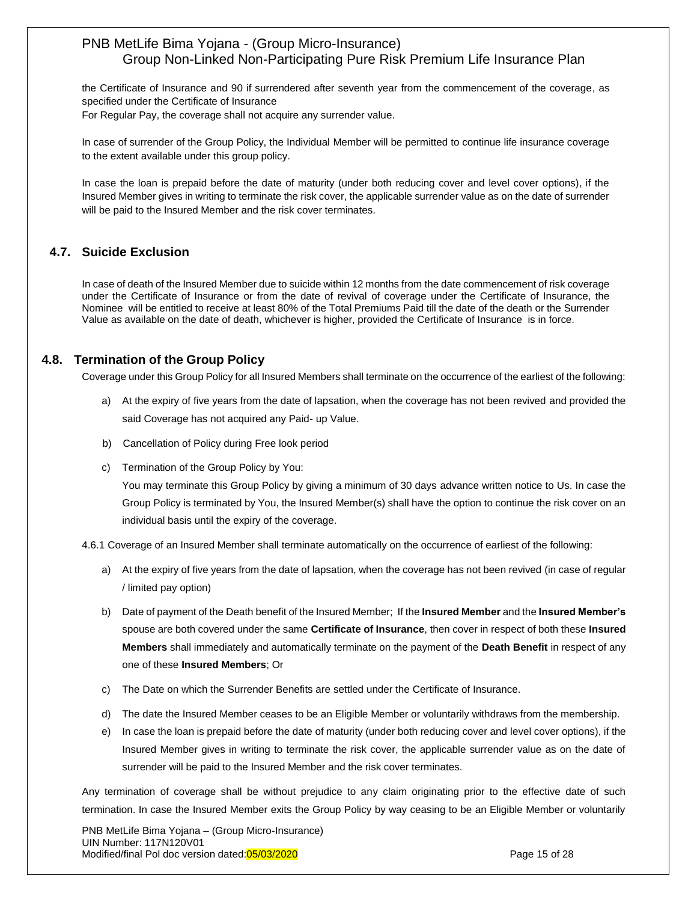the Certificate of Insurance and 90 if surrendered after seventh year from the commencement of the coverage, as specified under the Certificate of Insurance

For Regular Pay, the coverage shall not acquire any surrender value.

In case of surrender of the Group Policy, the Individual Member will be permitted to continue life insurance coverage to the extent available under this group policy.

In case the loan is prepaid before the date of maturity (under both reducing cover and level cover options), if the Insured Member gives in writing to terminate the risk cover, the applicable surrender value as on the date of surrender will be paid to the Insured Member and the risk cover terminates.

## 4.7. Suicide Exclusion

In case of death of the Insured Member due to suicide within 12 months from the date commencement of risk coverage under the Certificate of Insurance or from the date of revival of coverage under the Certificate of Insurance, the Nominee will be entitled to receive at least 80% of the Total Premiums Paid till the date of the death or the Surrender Value as available on the date of death, whichever is higher, provided the Certificate of Insurance is in force.

## 4.8. Termination of the Group Policy

Coverage under this Group Policy for all Insured Members shall terminate on the occurrence of the earliest of the following:

a) At the expiry of five years from the date of lapsation, when the coverage has not been revived and provided the said Coverage has not acquired any Paid- up Value.

b) Cancellation of Policy during Free look period

c) Termination of the Group Policy by You:

   You may terminate this Group Policy by giving a minimum of 30 days advance written notice to Us. In case the Group Policy is terminated by You, the Insured Member(s) shall have the option to continue the risk cover on an individual basis until the expiry of the coverage.

4.6.1 Coverage of an Insured Member shall terminate automatically on the occurrence of earliest of the following:

a) At the expiry of five years from the date of lapsation, when the coverage has not been revived (in case of regular / limited pay option)

b) Date of payment of the Death benefit of the Insured Member; If the **Insured Member** and the **Insured Member's** spouse are both covered under the same **Certificate of Insurance**, then cover in respect of both these **Insured Members** shall immediately and automatically terminate on the payment of the **Death Benefit** in respect of any one of these **Insured Members**; Or

c) The Date on which the Surrender Benefits are settled under the Certificate of Insurance.

d) The date the Insured Member ceases to be an Eligible Member or voluntarily withdraws from the membership.

e) In case the loan is prepaid before the date of maturity (under both reducing cover and level cover options), if the Insured Member gives in writing to terminate the risk cover, the applicable surrender value as on the date of surrender will be paid to the Insured Member and the risk cover terminates.

Any termination of coverage shall be without prejudice to any claim originating prior to the effective date of such termination. In case the Insured Member exits the Group Policy by way ceasing to be an Eligible Member or voluntarily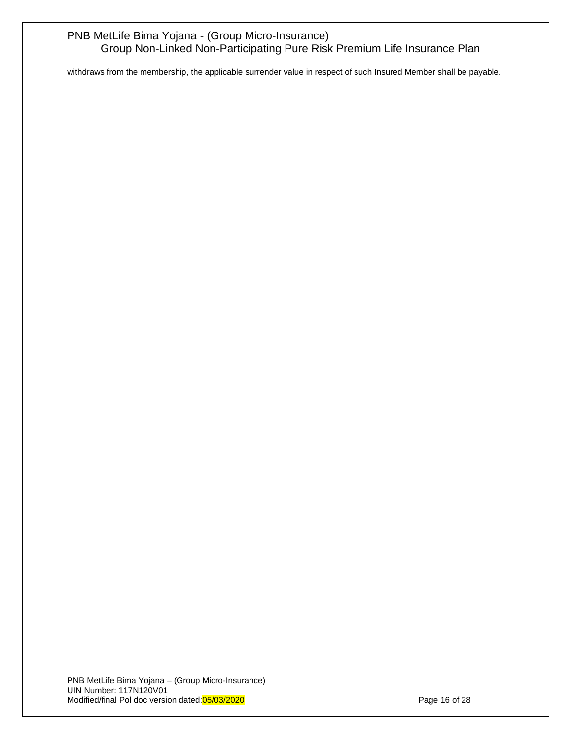withdraws from the membership, the applicable surrender value in respect of such Insured Member shall be payable.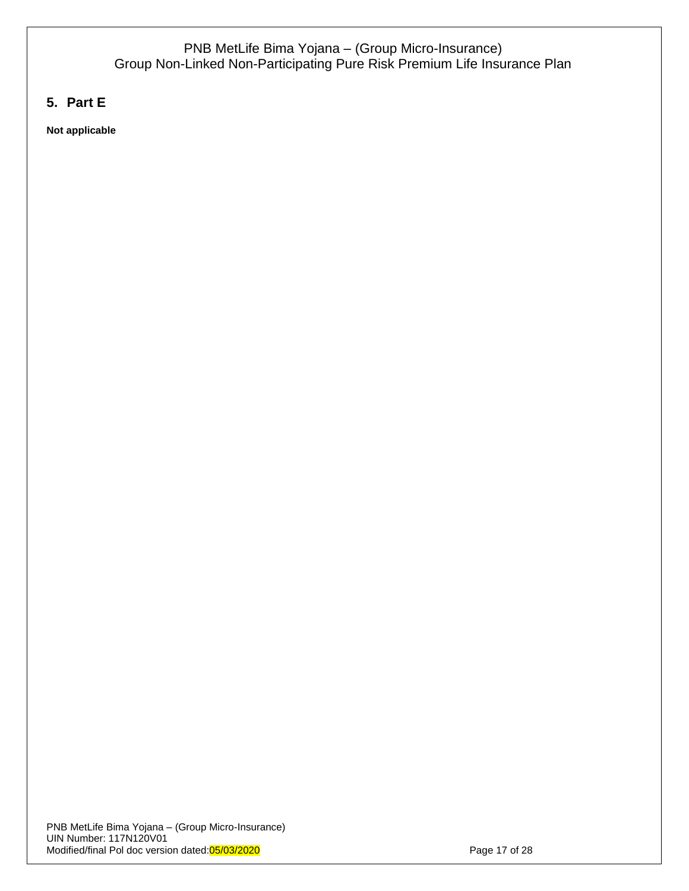## 5. Part E

**Not applicable**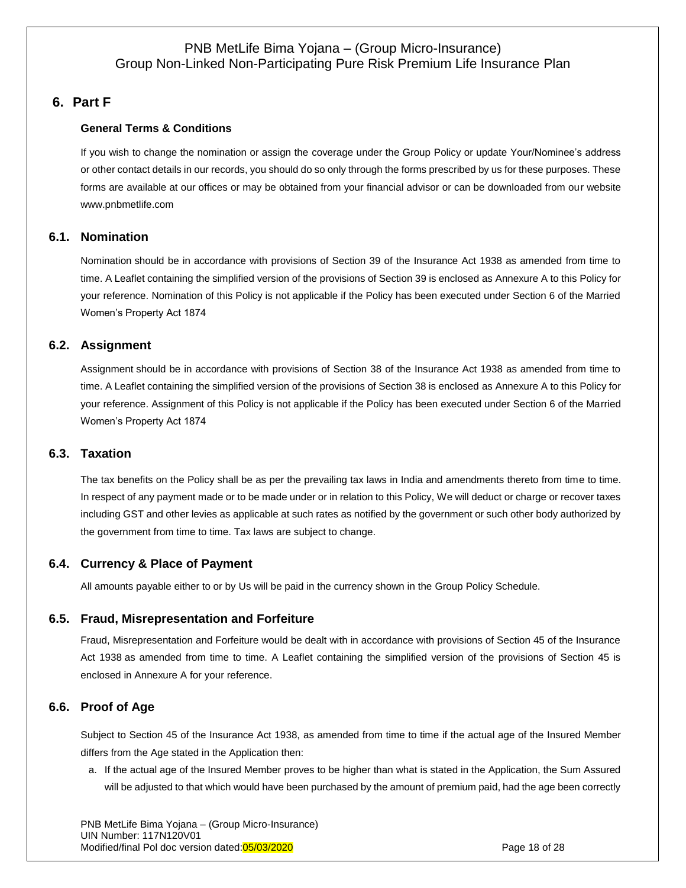## 6. Part F

**General Terms & Conditions**

If you wish to change the nomination or assign the coverage under the Group Policy or update Your/Nominee's address or other contact details in our records, you should do so only through the forms prescribed by us for these purposes. These forms are available at our offices or may be obtained from your financial advisor or can be downloaded from our website www.pnbmetlife.com

### 6.1. Nomination

Nomination should be in accordance with provisions of Section 39 of the Insurance Act 1938 as amended from time to time. A Leaflet containing the simplified version of the provisions of Section 39 is enclosed as Annexure A to this Policy for your reference. Nomination of this Policy is not applicable if the Policy has been executed under Section 6 of the Married Women's Property Act 1874

### 6.2. Assignment

Assignment should be in accordance with provisions of Section 38 of the Insurance Act 1938 as amended from time to time. A Leaflet containing the simplified version of the provisions of Section 38 is enclosed as Annexure A to this Policy for your reference. Assignment of this Policy is not applicable if the Policy has been executed under Section 6 of the Married Women's Property Act 1874

### 6.3. Taxation

The tax benefits on the Policy shall be as per the prevailing tax laws in India and amendments thereto from time to time. In respect of any payment made or to be made under or in relation to this Policy, We will deduct or charge or recover taxes including GST and other levies as applicable at such rates as notified by the government or such other body authorized by the government from time to time. Tax laws are subject to change.

### 6.4. Currency & Place of Payment

All amounts payable either to or by Us will be paid in the currency shown in the Group Policy Schedule.

### 6.5. Fraud, Misrepresentation and Forfeiture

Fraud, Misrepresentation and Forfeiture would be dealt with in accordance with provisions of Section 45 of the Insurance Act 1938 as amended from time to time. A Leaflet containing the simplified version of the provisions of Section 45 is enclosed in Annexure A for your reference.

### 6.6. Proof of Age

Subject to Section 45 of the Insurance Act 1938, as amended from time to time if the actual age of the Insured Member differs from the Age stated in the Application then:

a. If the actual age of the Insured Member proves to be higher than what is stated in the Application, the Sum Assured will be adjusted to that which would have been purchased by the amount of premium paid, had the age been correctly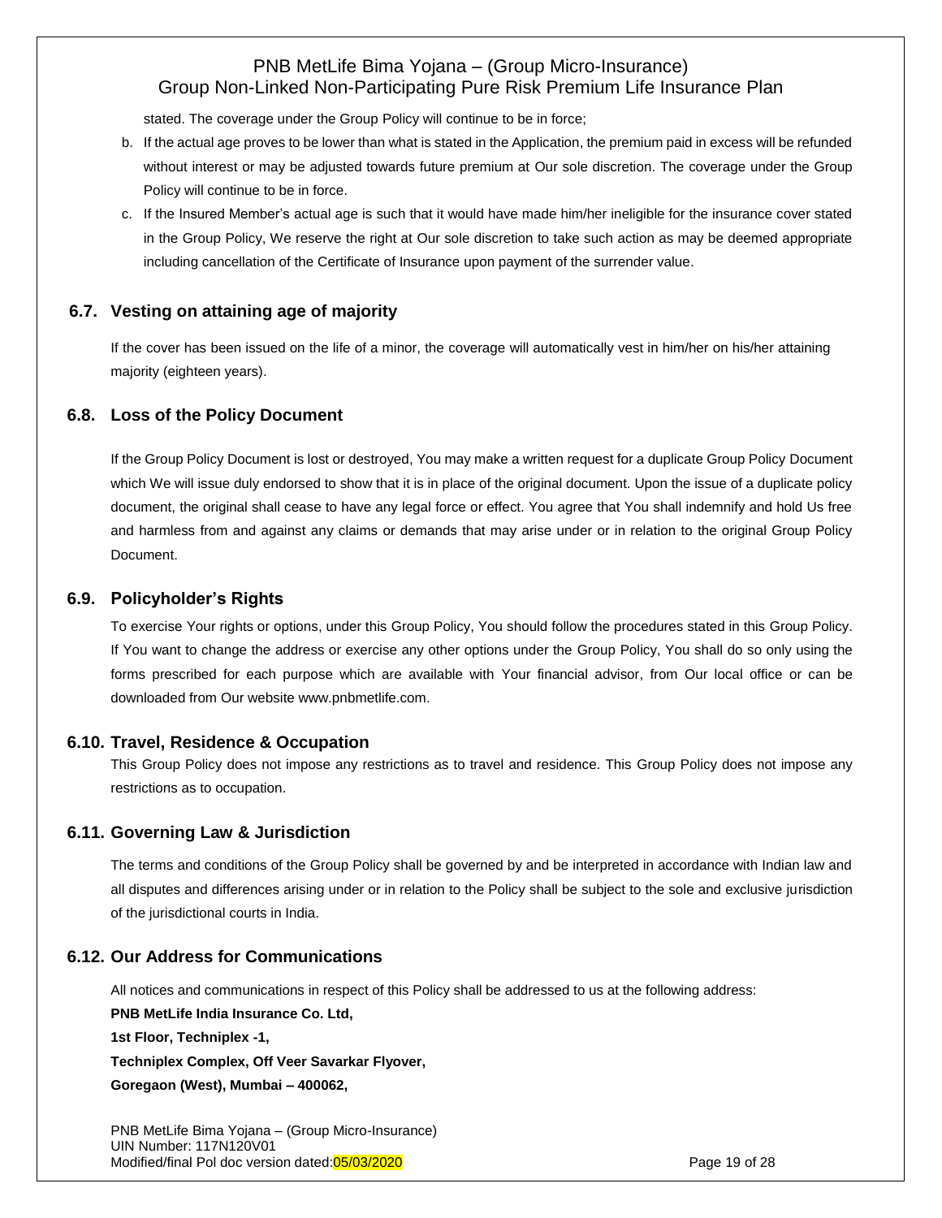stated. The coverage under the Group Policy will continue to be in force;

b. If the actual age proves to be lower than what is stated in the Application, the premium paid in excess will be refunded without interest or may be adjusted towards future premium at Our sole discretion. The coverage under the Group Policy will continue to be in force.

c. If the Insured Member's actual age is such that it would have made him/her ineligible for the insurance cover stated in the Group Policy, We reserve the right at Our sole discretion to take such action as may be deemed appropriate including cancellation of the Certificate of Insurance upon payment of the surrender value.

## 6.7. Vesting on attaining age of majority

If the cover has been issued on the life of a minor, the coverage will automatically vest in him/her on his/her attaining majority (eighteen years).

## 6.8. Loss of the Policy Document

If the Group Policy Document is lost or destroyed, You may make a written request for a duplicate Group Policy Document which We will issue duly endorsed to show that it is in place of the original document. Upon the issue of a duplicate policy document, the original shall cease to have any legal force or effect. You agree that You shall indemnify and hold Us free and harmless from and against any claims or demands that may arise under or in relation to the original Group Policy Document.

## 6.9. Policyholder's Rights

To exercise Your rights or options, under this Group Policy, You should follow the procedures stated in this Group Policy. If You want to change the address or exercise any other options under the Group Policy, You shall do so only using the forms prescribed for each purpose which are available with Your financial advisor, from Our local office or can be downloaded from Our website www.pnbmetlife.com.

## 6.10. Travel, Residence & Occupation

This Group Policy does not impose any restrictions as to travel and residence. This Group Policy does not impose any restrictions as to occupation.

## 6.11. Governing Law & Jurisdiction

The terms and conditions of the Group Policy shall be governed by and be interpreted in accordance with Indian law and all disputes and differences arising under or in relation to the Policy shall be subject to the sole and exclusive jurisdiction of the jurisdictional courts in India.

## 6.12. Our Address for Communications

All notices and communications in respect of this Policy shall be addressed to us at the following address:

**PNB MetLife India Insurance Co. Ltd,**

**1st Floor, Techniplex -1,**

**Techniplex Complex, Off Veer Savarkar Flyover,**

**Goregaon (West), Mumbai – 400062,**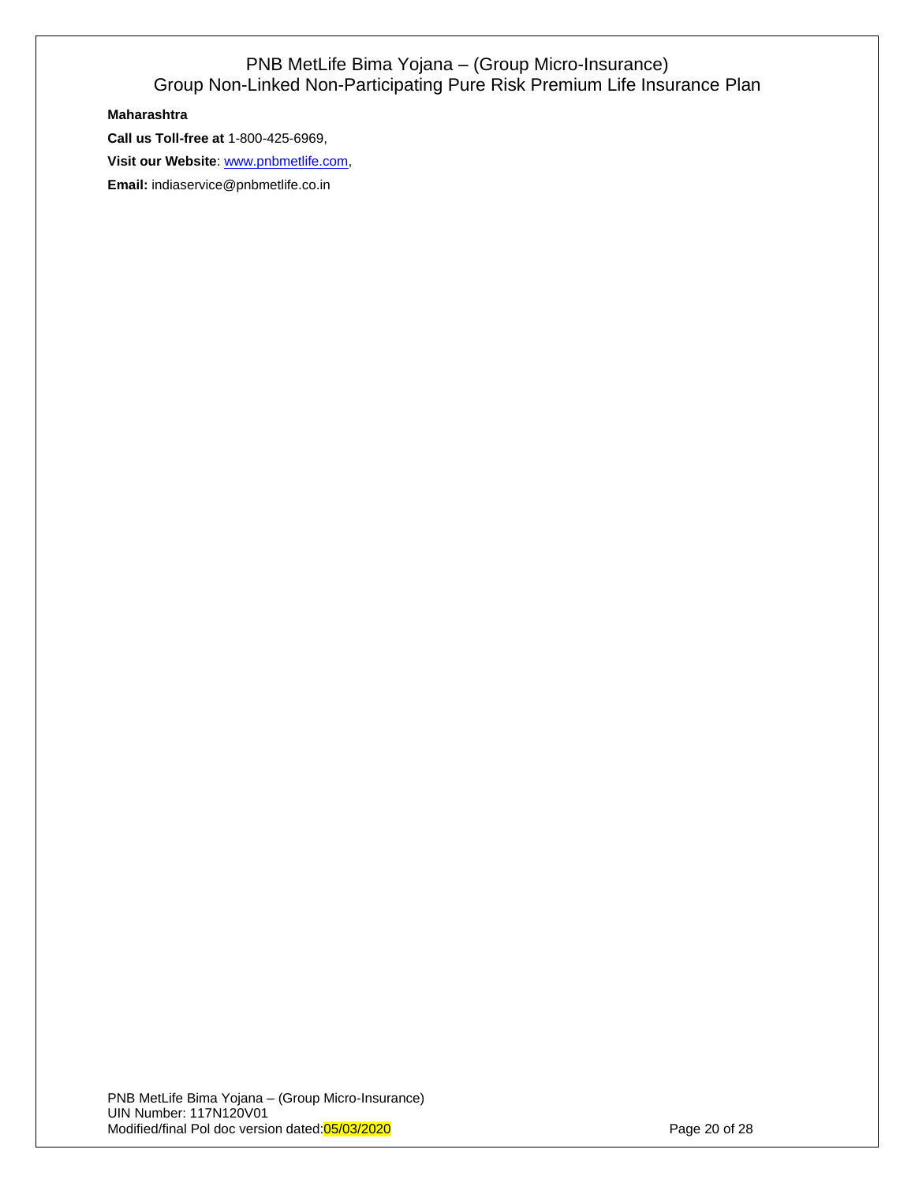**Maharashtra**

**Call us Toll-free at** 1-800-425-6969,

**Visit our Website**: www.pnbmetlife.com,

**Email:** indiaservice@pnbmetlife.co.in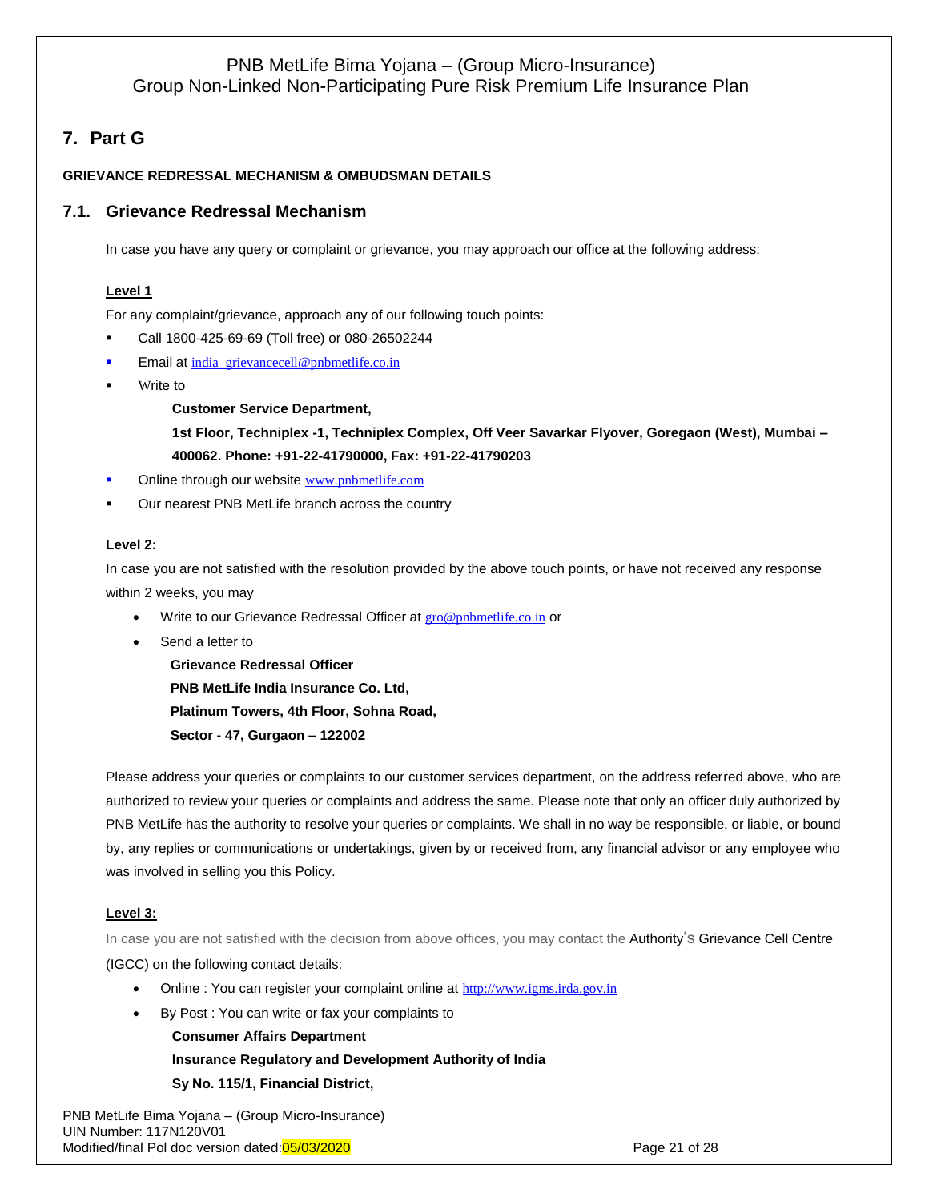# 7. Part G

**GRIEVANCE REDRESSAL MECHANISM & OMBUDSMAN DETAILS**

## 7.1. Grievance Redressal Mechanism

In case you have any query or complaint or grievance, you may approach our office at the following address:

**Level 1**

For any complaint/grievance, approach any of our following touch points:

- Call 1800-425-69-69 (Toll free) or 080-26502244
- Email at india_grievancecell@pnbmetlife.co.in
- Write to

  **Customer Service Department,**

  **1st Floor, Techniplex -1, Techniplex Complex, Off Veer Savarkar Flyover, Goregaon (West), Mumbai – 400062. Phone: +91-22-41790000, Fax: +91-22-41790203**
- Online through our website www.pnbmetlife.com
- Our nearest PNB MetLife branch across the country

**Level 2:**

In case you are not satisfied with the resolution provided by the above touch points, or have not received any response within 2 weeks, you may

- Write to our Grievance Redressal Officer at gro@pnbmetlife.co.in or
- Send a letter to

  **Grievance Redressal Officer**

  **PNB MetLife India Insurance Co. Ltd,**

  **Platinum Towers, 4th Floor, Sohna Road,**

  **Sector - 47, Gurgaon – 122002**

Please address your queries or complaints to our customer services department, on the address referred above, who are authorized to review your queries or complaints and address the same. Please note that only an officer duly authorized by PNB MetLife has the authority to resolve your queries or complaints. We shall in no way be responsible, or liable, or bound by, any replies or communications or undertakings, given by or received from, any financial advisor or any employee who was involved in selling you this Policy.

**Level 3:**

In case you are not satisfied with the decision from above offices, you may contact the Authority's Grievance Cell Centre (IGCC) on the following contact details:

- Online : You can register your complaint online at http://www.igms.irda.gov.in
- By Post : You can write or fax your complaints to

  **Consumer Affairs Department**

  **Insurance Regulatory and Development Authority of India**

  **Sy No. 115/1, Financial District,**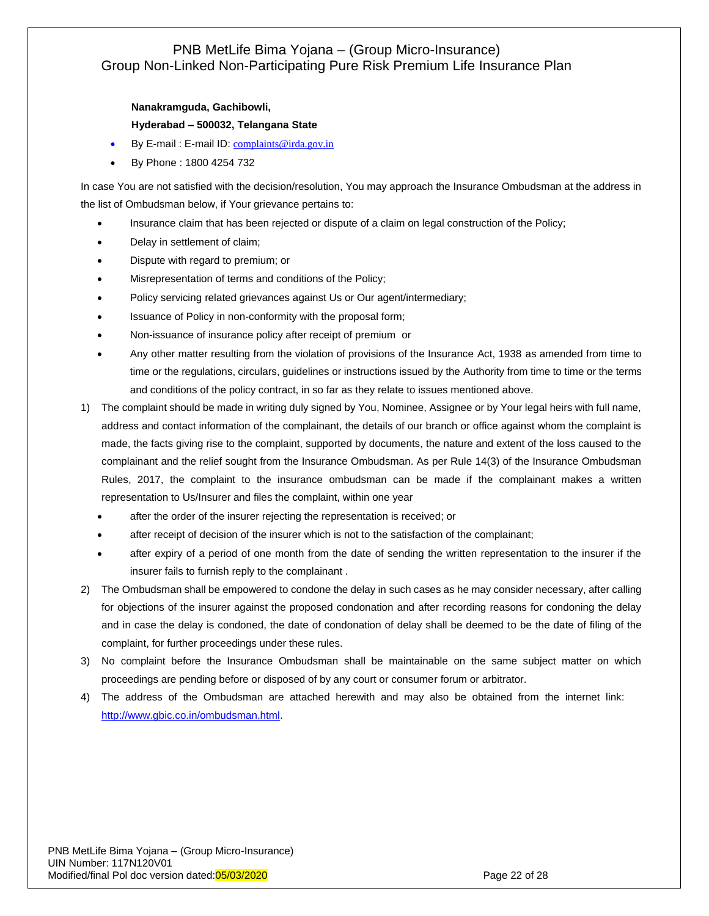**Nanakramguda, Gachibowli,**

**Hyderabad – 500032, Telangana State**

- By E-mail : E-mail ID: complaints@irda.gov.in
- By Phone : 1800 4254 732

In case You are not satisfied with the decision/resolution, You may approach the Insurance Ombudsman at the address in the list of Ombudsman below, if Your grievance pertains to:

- Insurance claim that has been rejected or dispute of a claim on legal construction of the Policy;
- Delay in settlement of claim;
- Dispute with regard to premium; or
- Misrepresentation of terms and conditions of the Policy;
- Policy servicing related grievances against Us or Our agent/intermediary;
- Issuance of Policy in non-conformity with the proposal form;
- Non-issuance of insurance policy after receipt of premium or
- Any other matter resulting from the violation of provisions of the Insurance Act, 1938 as amended from time to time or the regulations, circulars, guidelines or instructions issued by the Authority from time to time or the terms and conditions of the policy contract, in so far as they relate to issues mentioned above.

1) The complaint should be made in writing duly signed by You, Nominee, Assignee or by Your legal heirs with full name, address and contact information of the complainant, the details of our branch or office against whom the complaint is made, the facts giving rise to the complaint, supported by documents, the nature and extent of the loss caused to the complainant and the relief sought from the Insurance Ombudsman. As per Rule 14(3) of the Insurance Ombudsman Rules, 2017, the complaint to the insurance ombudsman can be made if the complainant makes a written representation to Us/Insurer and files the complaint, within one year
   - after the order of the insurer rejecting the representation is received; or
   - after receipt of decision of the insurer which is not to the satisfaction of the complainant;
   - after expiry of a period of one month from the date of sending the written representation to the insurer if the insurer fails to furnish reply to the complainant .
2) The Ombudsman shall be empowered to condone the delay in such cases as he may consider necessary, after calling for objections of the insurer against the proposed condonation and after recording reasons for condoning the delay and in case the delay is condoned, the date of condonation of delay shall be deemed to be the date of filing of the complaint, for further proceedings under these rules.
3) No complaint before the Insurance Ombudsman shall be maintainable on the same subject matter on which proceedings are pending before or disposed of by any court or consumer forum or arbitrator.
4) The address of the Ombudsman are attached herewith and may also be obtained from the internet link: http://www.gbic.co.in/ombudsman.html.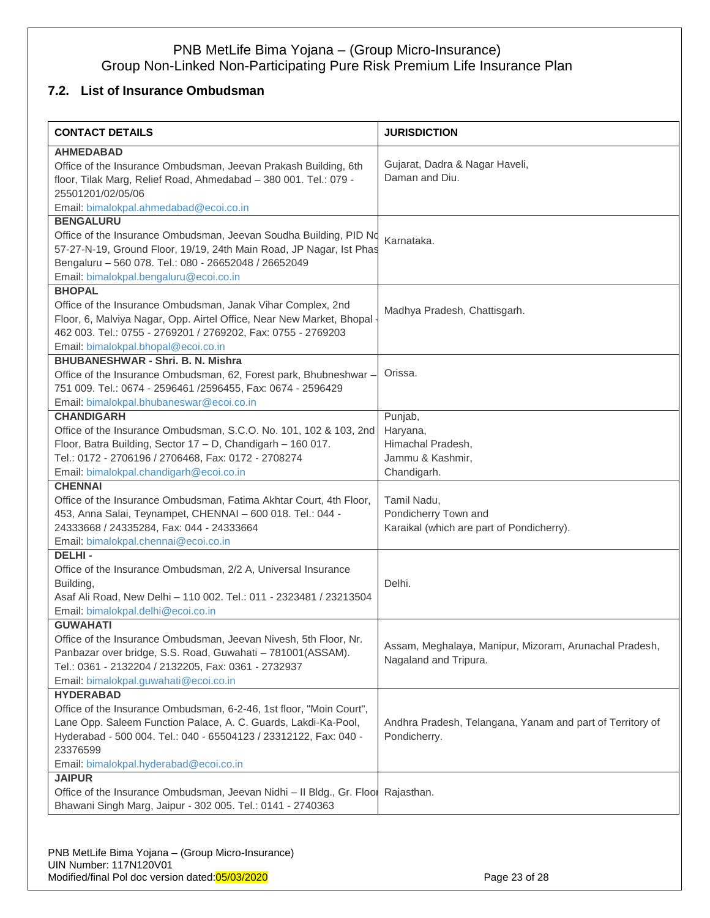## 7.2. List of Insurance Ombudsman

| CONTACT DETAILS | JURISDICTION |
|---|---|
| **AHMEDABAD**<br>Office of the Insurance Ombudsman, Jeevan Prakash Building, 6th floor, Tilak Marg, Relief Road, Ahmedabad – 380 001. Tel.: 079 - 25501201/02/05/06<br>Email: bimalokpal.ahmedabad@ecoi.co.in | Gujarat, Dadra & Nagar Haveli, Daman and Diu. |
| **BENGALURU**<br>Office of the Insurance Ombudsman, Jeevan Soudha Building, PID No 57-27-N-19, Ground Floor, 19/19, 24th Main Road, JP Nagar, Ist Phas Bengaluru – 560 078. Tel.: 080 - 26652048 / 26652049<br>Email: bimalokpal.bengaluru@ecoi.co.in | Karnataka. |
| **BHOPAL**<br>Office of the Insurance Ombudsman, Janak Vihar Complex, 2nd Floor, 6, Malviya Nagar, Opp. Airtel Office, Near New Market, Bhopal - 462 003. Tel.: 0755 - 2769201 / 2769202, Fax: 0755 - 2769203<br>Email: bimalokpal.bhopal@ecoi.co.in | Madhya Pradesh, Chattisgarh. |
| **BHUBANESHWAR - Shri. B. N. Mishra**<br>Office of the Insurance Ombudsman, 62, Forest park, Bhubneshwar – 751 009. Tel.: 0674 - 2596461 /2596455, Fax: 0674 - 2596429<br>Email: bimalokpal.bhubaneswar@ecoi.co.in | Orissa. |
| **CHANDIGARH**<br>Office of the Insurance Ombudsman, S.C.O. No. 101, 102 & 103, 2nd Floor, Batra Building, Sector 17 – D, Chandigarh – 160 017.<br>Tel.: 0172 - 2706196 / 2706468, Fax: 0172 - 2708274<br>Email: bimalokpal.chandigarh@ecoi.co.in | Punjab,<br>Haryana,<br>Himachal Pradesh,<br>Jammu & Kashmir,<br>Chandigarh. |
| **CHENNAI**<br>Office of the Insurance Ombudsman, Fatima Akhtar Court, 4th Floor, 453, Anna Salai, Teynampet, CHENNAI – 600 018. Tel.: 044 - 24333668 / 24335284, Fax: 044 - 24333664<br>Email: bimalokpal.chennai@ecoi.co.in | Tamil Nadu,<br>Pondicherry Town and<br>Karaikal (which are part of Pondicherry). |
| **DELHI -**<br>Office of the Insurance Ombudsman, 2/2 A, Universal Insurance Building,<br>Asaf Ali Road, New Delhi – 110 002. Tel.: 011 - 2323481 / 23213504<br>Email: bimalokpal.delhi@ecoi.co.in | Delhi. |
| **GUWAHATI**<br>Office of the Insurance Ombudsman, Jeevan Nivesh, 5th Floor, Nr. Panbazar over bridge, S.S. Road, Guwahati – 781001(ASSAM).<br>Tel.: 0361 - 2132204 / 2132205, Fax: 0361 - 2732937<br>Email: bimalokpal.guwahati@ecoi.co.in | Assam, Meghalaya, Manipur, Mizoram, Arunachal Pradesh, Nagaland and Tripura. |
| **HYDERABAD**<br>Office of the Insurance Ombudsman, 6-2-46, 1st floor, "Moin Court", Lane Opp. Saleem Function Palace, A. C. Guards, Lakdi-Ka-Pool, Hyderabad - 500 004. Tel.: 040 - 65504123 / 23312122, Fax: 040 - 23376599<br>Email: bimalokpal.hyderabad@ecoi.co.in | Andhra Pradesh, Telangana, Yanam and part of Territory of Pondicherry. |
| **JAIPUR**<br>Office of the Insurance Ombudsman, Jeevan Nidhi – II Bldg., Gr. Floor Bhawani Singh Marg, Jaipur - 302 005. Tel.: 0141 - 2740363 | Rajasthan. |

PNB MetLife Bima Yojana – (Group Micro-Insurance)
UIN Number: 117N120V01
Modified/final Pol doc version dated:05/03/2020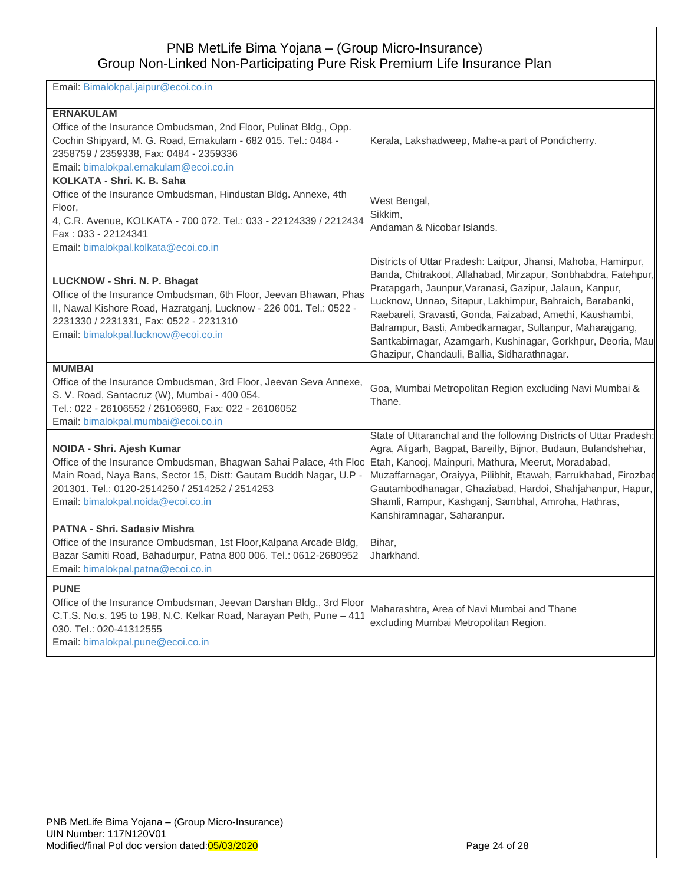| | |
|---|---|
| Email: Bimalokpal.jaipur@ecoi.co.in | |
| **ERNAKULAM**<br>Office of the Insurance Ombudsman, 2nd Floor, Pulinat Bldg., Opp. Cochin Shipyard, M. G. Road, Ernakulam - 682 015. Tel.: 0484 - 2358759 / 2359338, Fax: 0484 - 2359336<br>Email: bimalokpal.ernakulam@ecoi.co.in | Kerala, Lakshadweep, Mahe-a part of Pondicherry. |
| **KOLKATA - Shri. K. B. Saha**<br>Office of the Insurance Ombudsman, Hindustan Bldg. Annexe, 4th Floor,<br>4, C.R. Avenue, KOLKATA - 700 072. Tel.: 033 - 22124339 / 2212434<br>Fax : 033 - 22124341<br>Email: bimalokpal.kolkata@ecoi.co.in | West Bengal,<br>Sikkim,<br>Andaman & Nicobar Islands. |
| **LUCKNOW - Shri. N. P. Bhagat**<br>Office of the Insurance Ombudsman, 6th Floor, Jeevan Bhawan, Phas II, Nawal Kishore Road, Hazratganj, Lucknow - 226 001. Tel.: 0522 - 2231330 / 2231331, Fax: 0522 - 2231310<br>Email: bimalokpal.lucknow@ecoi.co.in | Districts of Uttar Pradesh: Laitpur, Jhansi, Mahoba, Hamirpur, Banda, Chitrakoot, Allahabad, Mirzapur, Sonbhabdra, Fatehpur, Pratapgarh, Jaunpur,Varanasi, Gazipur, Jalaun, Kanpur, Lucknow, Unnao, Sitapur, Lakhimpur, Bahraich, Barabanki, Raebareli, Sravasti, Gonda, Faizabad, Amethi, Kaushambi, Balrampur, Basti, Ambedkarnagar, Sultanpur, Maharajgang, Santkabirnagar, Azamgarh, Kushinagar, Gorkhpur, Deoria, Mau Ghazipur, Chandauli, Ballia, Sidharathnagar. |
| **MUMBAI**<br>Office of the Insurance Ombudsman, 3rd Floor, Jeevan Seva Annexe, S. V. Road, Santacruz (W), Mumbai - 400 054.<br>Tel.: 022 - 26106552 / 26106960, Fax: 022 - 26106052<br>Email: bimalokpal.mumbai@ecoi.co.in | Goa, Mumbai Metropolitan Region excluding Navi Mumbai & Thane. |
| **NOIDA - Shri. Ajesh Kumar**<br>Office of the Insurance Ombudsman, Bhagwan Sahai Palace, 4th Floo Main Road, Naya Bans, Sector 15, Distt: Gautam Buddh Nagar, U.P - 201301. Tel.: 0120-2514250 / 2514252 / 2514253<br>Email: bimalokpal.noida@ecoi.co.in | State of Uttaranchal and the following Districts of Uttar Pradesh: Agra, Aligarh, Bagpat, Bareilly, Bijnor, Budaun, Bulandshehar, Etah, Kanooj, Mainpuri, Mathura, Meerut, Moradabad, Muzaffarnagar, Oraiyya, Pilibhit, Etawah, Farrukhabad, Firozbad Gautambodhanagar, Ghaziabad, Hardoi, Shahjahanpur, Hapur, Shamli, Rampur, Kashganj, Sambhal, Amroha, Hathras, Kanshiramnagar, Saharanpur. |
| **PATNA - Shri. Sadasiv Mishra**<br>Office of the Insurance Ombudsman, 1st Floor,Kalpana Arcade Bldg, Bazar Samiti Road, Bahadurpur, Patna 800 006. Tel.: 0612-2680952<br>Email: bimalokpal.patna@ecoi.co.in | Bihar,<br>Jharkhand. |
| **PUNE**<br>Office of the Insurance Ombudsman, Jeevan Darshan Bldg., 3rd Floor C.T.S. No.s. 195 to 198, N.C. Kelkar Road, Narayan Peth, Pune – 411 030. Tel.: 020-41312555<br>Email: bimalokpal.pune@ecoi.co.in | Maharashtra, Area of Navi Mumbai and Thane excluding Mumbai Metropolitan Region. |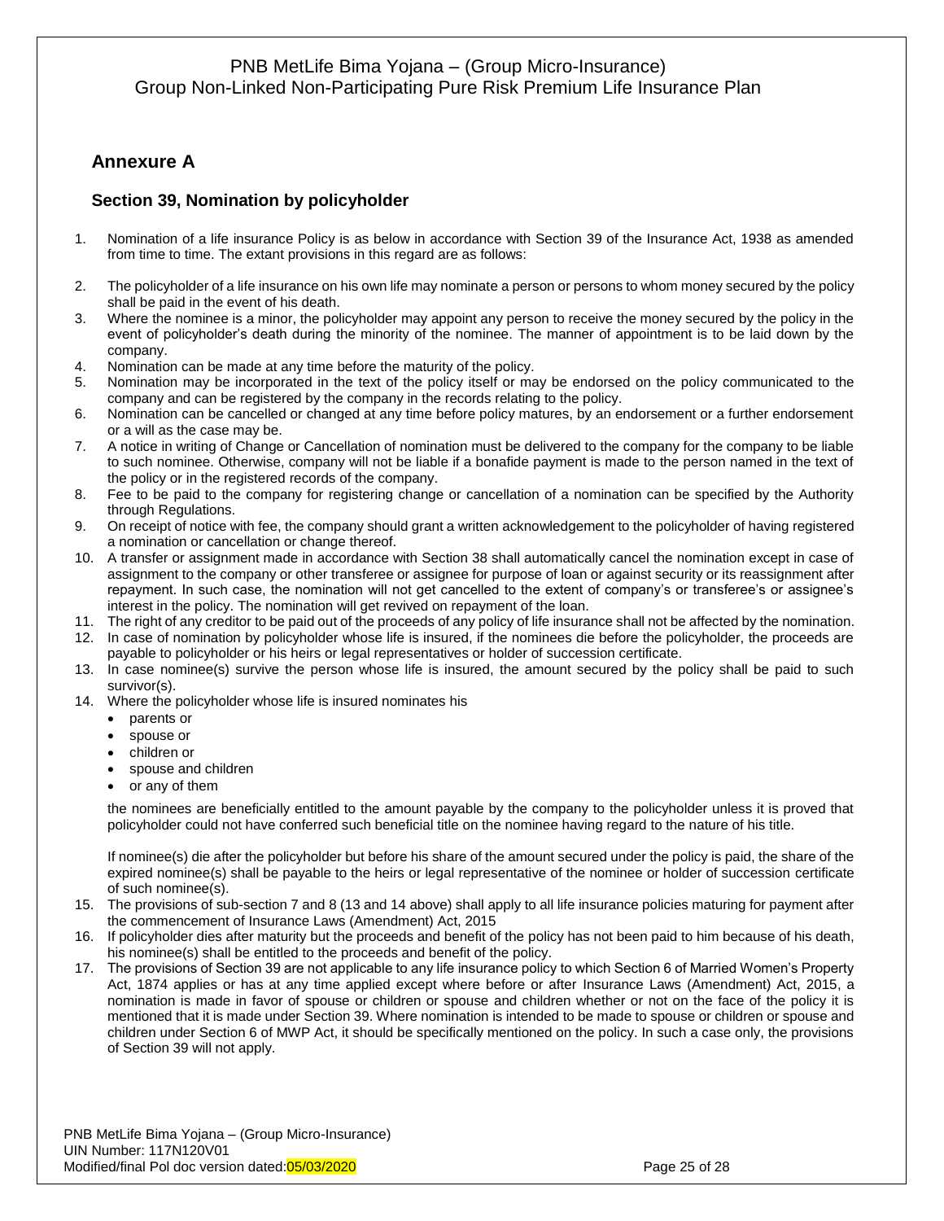## Annexure A

### Section 39, Nomination by policyholder

1. Nomination of a life insurance Policy is as below in accordance with Section 39 of the Insurance Act, 1938 as amended from time to time. The extant provisions in this regard are as follows:
2. The policyholder of a life insurance on his own life may nominate a person or persons to whom money secured by the policy shall be paid in the event of his death.
3. Where the nominee is a minor, the policyholder may appoint any person to receive the money secured by the policy in the event of policyholder's death during the minority of the nominee. The manner of appointment is to be laid down by the company.
4. Nomination can be made at any time before the maturity of the policy.
5. Nomination may be incorporated in the text of the policy itself or may be endorsed on the policy communicated to the company and can be registered by the company in the records relating to the policy.
6. Nomination can be cancelled or changed at any time before policy matures, by an endorsement or a further endorsement or a will as the case may be.
7. A notice in writing of Change or Cancellation of nomination must be delivered to the company for the company to be liable to such nominee. Otherwise, company will not be liable if a bonafide payment is made to the person named in the text of the policy or in the registered records of the company.
8. Fee to be paid to the company for registering change or cancellation of a nomination can be specified by the Authority through Regulations.
9. On receipt of notice with fee, the company should grant a written acknowledgement to the policyholder of having registered a nomination or cancellation or change thereof.
10. A transfer or assignment made in accordance with Section 38 shall automatically cancel the nomination except in case of assignment to the company or other transferee or assignee for purpose of loan or against security or its reassignment after repayment. In such case, the nomination will not get cancelled to the extent of company's or transferee's or assignee's interest in the policy. The nomination will get revived on repayment of the loan.
11. The right of any creditor to be paid out of the proceeds of any policy of life insurance shall not be affected by the nomination.
12. In case of nomination by policyholder whose life is insured, if the nominees die before the policyholder, the proceeds are payable to policyholder or his heirs or legal representatives or holder of succession certificate.
13. In case nominee(s) survive the person whose life is insured, the amount secured by the policy shall be paid to such survivor(s).
14. Where the policyholder whose life is insured nominates his
    - parents or
    - spouse or
    - children or
    - spouse and children
    - or any of them

    the nominees are beneficially entitled to the amount payable by the company to the policyholder unless it is proved that policyholder could not have conferred such beneficial title on the nominee having regard to the nature of his title.

    If nominee(s) die after the policyholder but before his share of the amount secured under the policy is paid, the share of the expired nominee(s) shall be payable to the heirs or legal representative of the nominee or holder of succession certificate of such nominee(s).
15. The provisions of sub-section 7 and 8 (13 and 14 above) shall apply to all life insurance policies maturing for payment after the commencement of Insurance Laws (Amendment) Act, 2015
16. If policyholder dies after maturity but the proceeds and benefit of the policy has not been paid to him because of his death, his nominee(s) shall be entitled to the proceeds and benefit of the policy.
17. The provisions of Section 39 are not applicable to any life insurance policy to which Section 6 of Married Women's Property Act, 1874 applies or has at any time applied except where before or after Insurance Laws (Amendment) Act, 2015, a nomination is made in favor of spouse or children or spouse and children whether or not on the face of the policy it is mentioned that it is made under Section 39. Where nomination is intended to be made to spouse or children or spouse and children under Section 6 of MWP Act, it should be specifically mentioned on the policy. In such a case only, the provisions of Section 39 will not apply.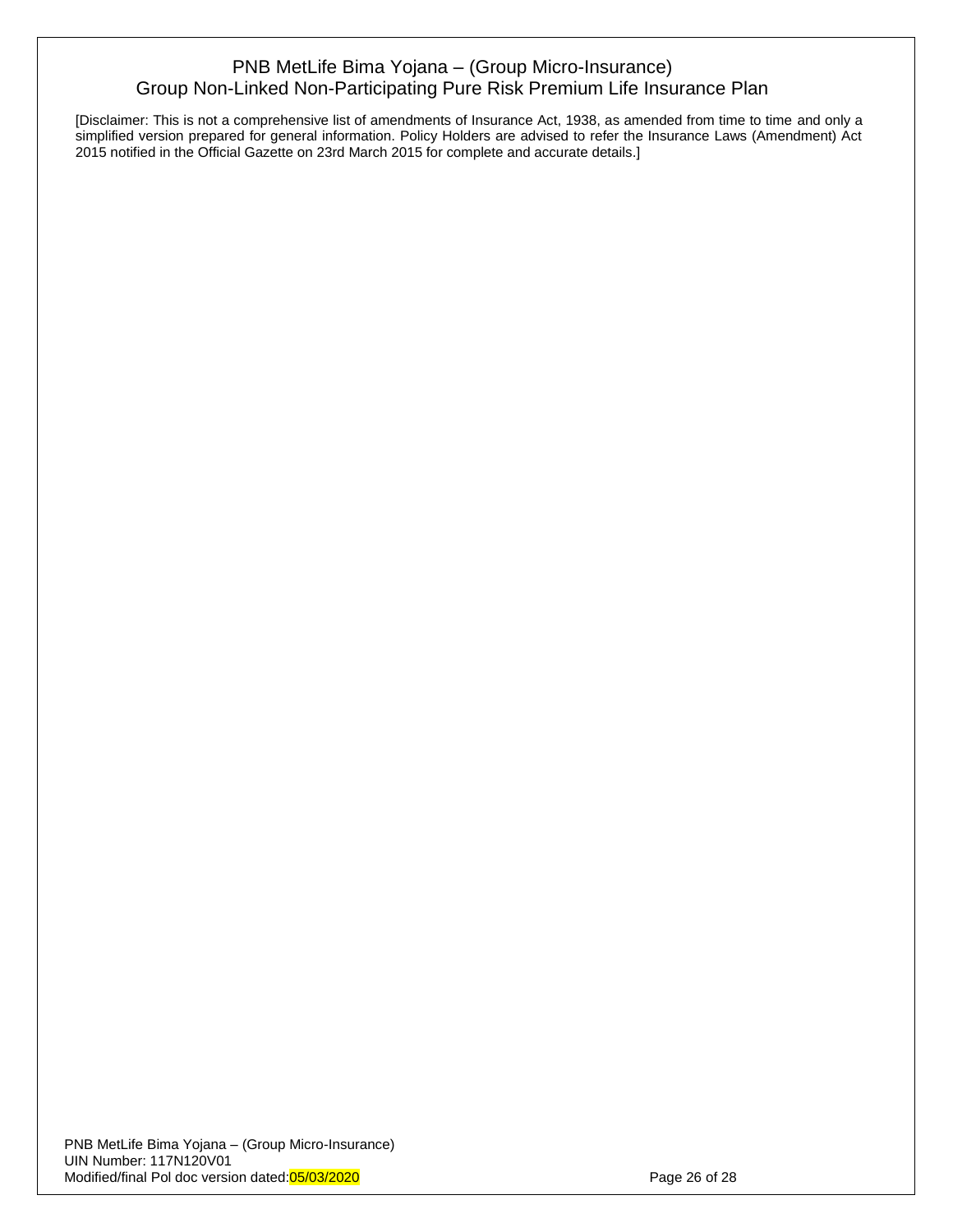[Disclaimer: This is not a comprehensive list of amendments of Insurance Act, 1938, as amended from time to time and only a simplified version prepared for general information. Policy Holders are advised to refer the Insurance Laws (Amendment) Act 2015 notified in the Official Gazette on 23rd March 2015 for complete and accurate details.]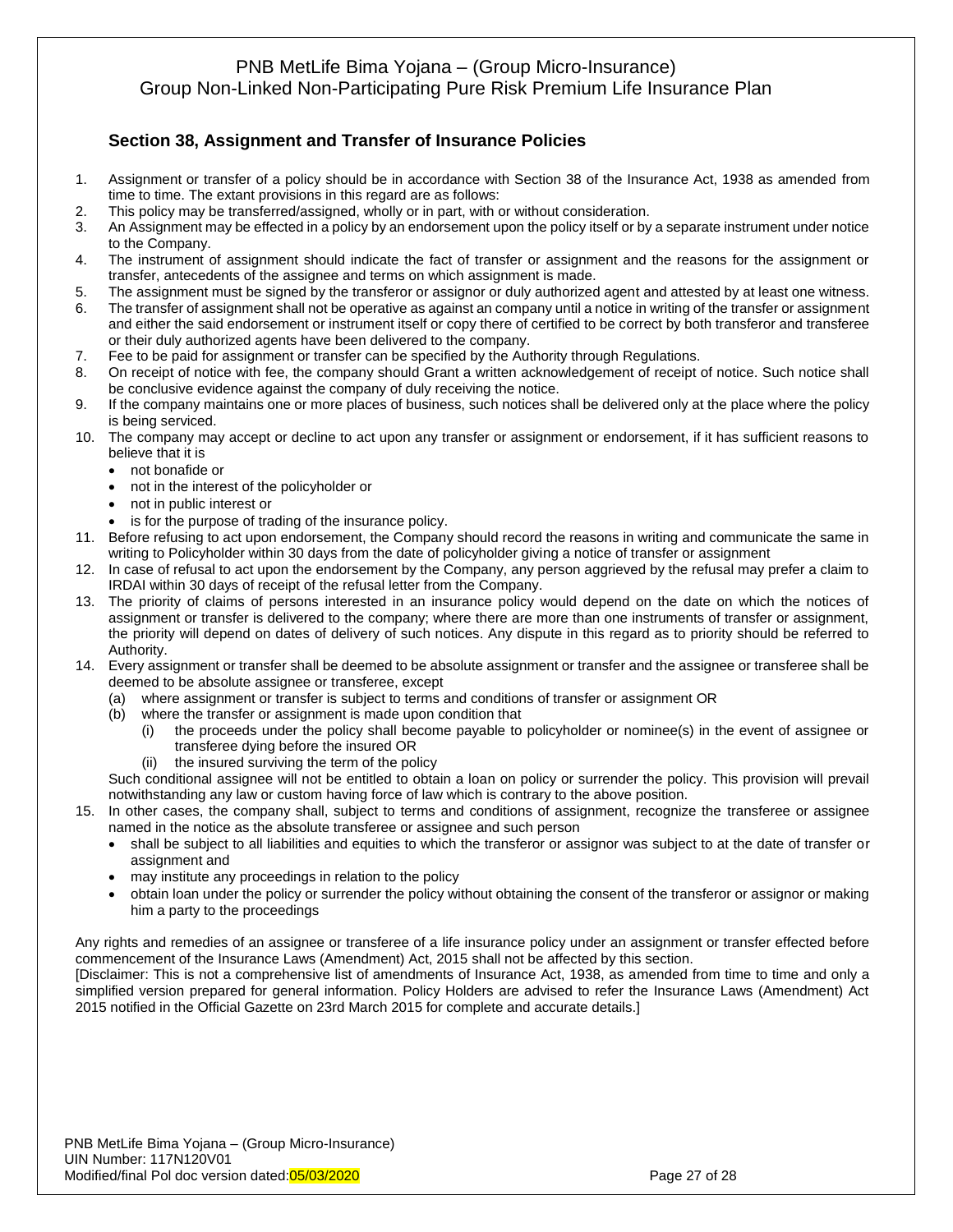## Section 38, Assignment and Transfer of Insurance Policies

1. Assignment or transfer of a policy should be in accordance with Section 38 of the Insurance Act, 1938 as amended from time to time. The extant provisions in this regard are as follows:
2. This policy may be transferred/assigned, wholly or in part, with or without consideration.
3. An Assignment may be effected in a policy by an endorsement upon the policy itself or by a separate instrument under notice to the Company.
4. The instrument of assignment should indicate the fact of transfer or assignment and the reasons for the assignment or transfer, antecedents of the assignee and terms on which assignment is made.
5. The assignment must be signed by the transferor or assignor or duly authorized agent and attested by at least one witness.
6. The transfer of assignment shall not be operative as against an company until a notice in writing of the transfer or assignment and either the said endorsement or instrument itself or copy there of certified to be correct by both transferor and transferee or their duly authorized agents have been delivered to the company.
7. Fee to be paid for assignment or transfer can be specified by the Authority through Regulations.
8. On receipt of notice with fee, the company should Grant a written acknowledgement of receipt of notice. Such notice shall be conclusive evidence against the company of duly receiving the notice.
9. If the company maintains one or more places of business, such notices shall be delivered only at the place where the policy is being serviced.
10. The company may accept or decline to act upon any transfer or assignment or endorsement, if it has sufficient reasons to believe that it is
    - not bonafide or
    - not in the interest of the policyholder or
    - not in public interest or
    - is for the purpose of trading of the insurance policy.
11. Before refusing to act upon endorsement, the Company should record the reasons in writing and communicate the same in writing to Policyholder within 30 days from the date of policyholder giving a notice of transfer or assignment
12. In case of refusal to act upon the endorsement by the Company, any person aggrieved by the refusal may prefer a claim to IRDAI within 30 days of receipt of the refusal letter from the Company.
13. The priority of claims of persons interested in an insurance policy would depend on the date on which the notices of assignment or transfer is delivered to the company; where there are more than one instruments of transfer or assignment, the priority will depend on dates of delivery of such notices. Any dispute in this regard as to priority should be referred to Authority.
14. Every assignment or transfer shall be deemed to be absolute assignment or transfer and the assignee or transferee shall be deemed to be absolute assignee or transferee, except
    (a) where assignment or transfer is subject to terms and conditions of transfer or assignment OR
    (b) where the transfer or assignment is made upon condition that
        (i) the proceeds under the policy shall become payable to policyholder or nominee(s) in the event of assignee or transferee dying before the insured OR
        (ii) the insured surviving the term of the policy

    Such conditional assignee will not be entitled to obtain a loan on policy or surrender the policy. This provision will prevail notwithstanding any law or custom having force of law which is contrary to the above position.
15. In other cases, the company shall, subject to terms and conditions of assignment, recognize the transferee or assignee named in the notice as the absolute transferee or assignee and such person
    - shall be subject to all liabilities and equities to which the transferor or assignor was subject to at the date of transfer or assignment and
    - may institute any proceedings in relation to the policy
    - obtain loan under the policy or surrender the policy without obtaining the consent of the transferor or assignor or making him a party to the proceedings

Any rights and remedies of an assignee or transferee of a life insurance policy under an assignment or transfer effected before commencement of the Insurance Laws (Amendment) Act, 2015 shall not be affected by this section.

[Disclaimer: This is not a comprehensive list of amendments of Insurance Act, 1938, as amended from time to time and only a simplified version prepared for general information. Policy Holders are advised to refer the Insurance Laws (Amendment) Act 2015 notified in the Official Gazette on 23rd March 2015 for complete and accurate details.]

PNB MetLife Bima Yojana – (Group Micro-Insurance)
UIN Number: 117N120V01
Modified/final Pol doc version dated:05/03/2020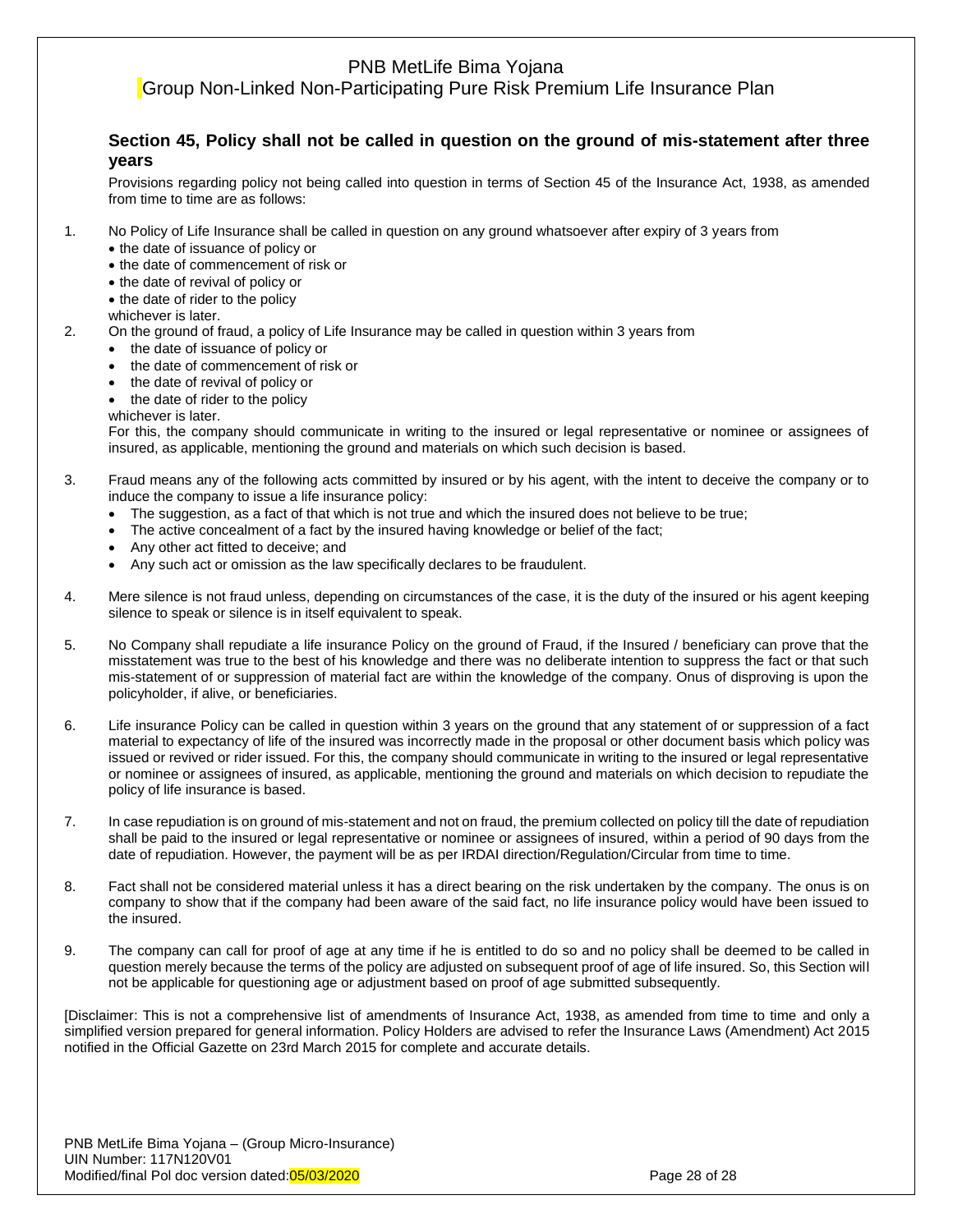## Section 45, Policy shall not be called in question on the ground of mis-statement after three years

Provisions regarding policy not being called into question in terms of Section 45 of the Insurance Act, 1938, as amended from time to time are as follows:

1. No Policy of Life Insurance shall be called in question on any ground whatsoever after expiry of 3 years from
   - the date of issuance of policy or
   - the date of commencement of risk or
   - the date of revival of policy or
   - the date of rider to the policy

   whichever is later.
2. On the ground of fraud, a policy of Life Insurance may be called in question within 3 years from
   - the date of issuance of policy or
   - the date of commencement of risk or
   - the date of revival of policy or
   - the date of rider to the policy

   whichever is later.

   For this, the company should communicate in writing to the insured or legal representative or nominee or assignees of insured, as applicable, mentioning the ground and materials on which such decision is based.
3. Fraud means any of the following acts committed by insured or by his agent, with the intent to deceive the company or to induce the company to issue a life insurance policy:
   - The suggestion, as a fact of that which is not true and which the insured does not believe to be true;
   - The active concealment of a fact by the insured having knowledge or belief of the fact;
   - Any other act fitted to deceive; and
   - Any such act or omission as the law specifically declares to be fraudulent.
4. Mere silence is not fraud unless, depending on circumstances of the case, it is the duty of the insured or his agent keeping silence to speak or silence is in itself equivalent to speak.
5. No Company shall repudiate a life insurance Policy on the ground of Fraud, if the Insured / beneficiary can prove that the misstatement was true to the best of his knowledge and there was no deliberate intention to suppress the fact or that such mis-statement of or suppression of material fact are within the knowledge of the company. Onus of disproving is upon the policyholder, if alive, or beneficiaries.
6. Life insurance Policy can be called in question within 3 years on the ground that any statement of or suppression of a fact material to expectancy of life of the insured was incorrectly made in the proposal or other document basis which policy was issued or revived or rider issued. For this, the company should communicate in writing to the insured or legal representative or nominee or assignees of insured, as applicable, mentioning the ground and materials on which decision to repudiate the policy of life insurance is based.
7. In case repudiation is on ground of mis-statement and not on fraud, the premium collected on policy till the date of repudiation shall be paid to the insured or legal representative or nominee or assignees of insured, within a period of 90 days from the date of repudiation. However, the payment will be as per IRDAI direction/Regulation/Circular from time to time.
8. Fact shall not be considered material unless it has a direct bearing on the risk undertaken by the company. The onus is on company to show that if the company had been aware of the said fact, no life insurance policy would have been issued to the insured.
9. The company can call for proof of age at any time if he is entitled to do so and no policy shall be deemed to be called in question merely because the terms of the policy are adjusted on subsequent proof of age of life insured. So, this Section will not be applicable for questioning age or adjustment based on proof of age submitted subsequently.

[Disclaimer: This is not a comprehensive list of amendments of Insurance Act, 1938, as amended from time to time and only a simplified version prepared for general information. Policy Holders are advised to refer the Insurance Laws (Amendment) Act 2015 notified in the Official Gazette on 23rd March 2015 for complete and accurate details.